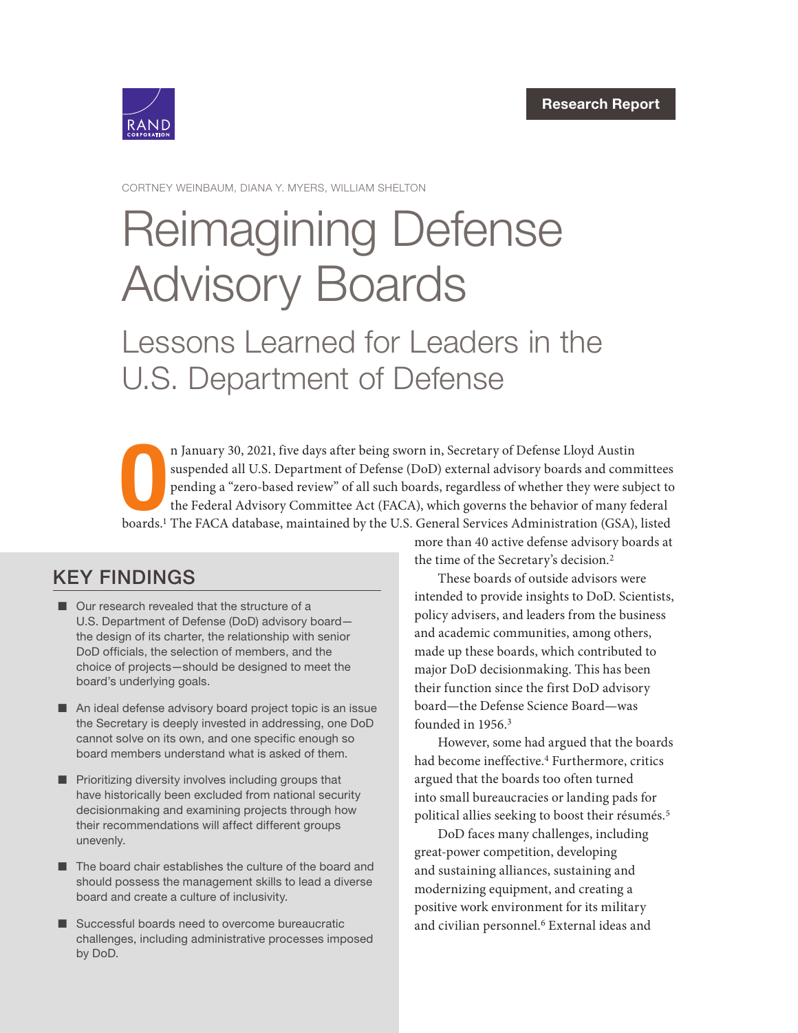Research Report

CORTNEY WEINBAUM, DIANA Y. MYERS, WILLIAM SHELTON

# Reimagining Defense Advisory Boards

## Lessons Learned for Leaders in the U.S. Department of Defense

On January 30, 2021, five days after being sworn in, Secretary of Defense Lloyd Austin suspended all U.S. Department of Defense (DoD) external advisory boards and committees pending a "zero-based review" of all such boards, regardless of whether they were subject to the Federal Advisory Committee Act (FACA), which governs the behavior of many federal boards.[1] The FACA database, maintained by the U.S. General Services Administration (GSA), listed more than 40 active defense advisory boards at the time of the Secretary's decision.[2]

These boards of outside advisors were intended to provide insights to DoD. Scientists, policy advisers, and leaders from the business and academic communities, among others, made up these boards, which contributed to major DoD decisionmaking. This has been their function since the first DoD advisory board—the Defense Science Board—was founded in 1956.[3]

However, some had argued that the boards had become ineffective.[4] Furthermore, critics argued that the boards too often turned into small bureaucracies or landing pads for political allies seeking to boost their résumés.[5]

DoD faces many challenges, including great-power competition, developing and sustaining alliances, sustaining and modernizing equipment, and creating a positive work environment for its military and civilian personnel.[6] External ideas and

## KEY FINDINGS

- Our research revealed that the structure of a U.S. Department of Defense (DoD) advisory board—the design of its charter, the relationship with senior DoD officials, the selection of members, and the choice of projects—should be designed to meet the board's underlying goals.
- An ideal defense advisory board project topic is an issue the Secretary is deeply invested in addressing, one DoD cannot solve on its own, and one specific enough so board members understand what is asked of them.
- Prioritizing diversity involves including groups that have historically been excluded from national security decisionmaking and examining projects through how their recommendations will affect different groups unevenly.
- The board chair establishes the culture of the board and should possess the management skills to lead a diverse board and create a culture of inclusivity.
- Successful boards need to overcome bureaucratic challenges, including administrative processes imposed by DoD.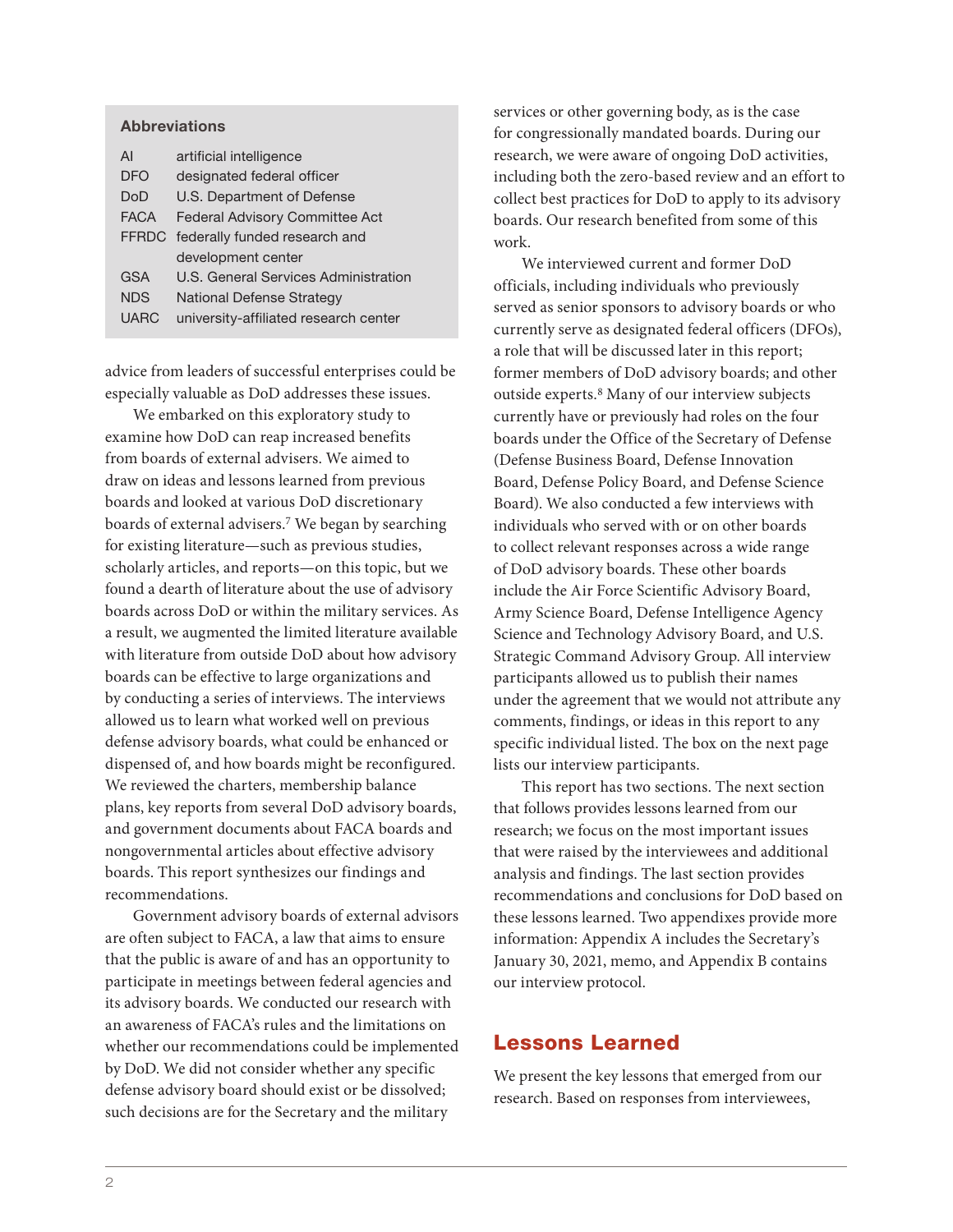**Abbreviations**

| | |
|---|---|
| AI | artificial intelligence |
| DFO | designated federal officer |
| DoD | U.S. Department of Defense |
| FACA | Federal Advisory Committee Act |
| FFRDC | federally funded research and development center |
| GSA | U.S. General Services Administration |
| NDS | National Defense Strategy |
| UARC | university-affiliated research center |

advice from leaders of successful enterprises could be especially valuable as DoD addresses these issues.

We embarked on this exploratory study to examine how DoD can reap increased benefits from boards of external advisers. We aimed to draw on ideas and lessons learned from previous boards and looked at various DoD discretionary boards of external advisers.[7] We began by searching for existing literature—such as previous studies, scholarly articles, and reports—on this topic, but we found a dearth of literature about the use of advisory boards across DoD or within the military services. As a result, we augmented the limited literature available with literature from outside DoD about how advisory boards can be effective to large organizations and by conducting a series of interviews. The interviews allowed us to learn what worked well on previous defense advisory boards, what could be enhanced or dispensed of, and how boards might be reconfigured. We reviewed the charters, membership balance plans, key reports from several DoD advisory boards, and government documents about FACA boards and nongovernmental articles about effective advisory boards. This report synthesizes our findings and recommendations.

Government advisory boards of external advisors are often subject to FACA, a law that aims to ensure that the public is aware of and has an opportunity to participate in meetings between federal agencies and its advisory boards. We conducted our research with an awareness of FACA's rules and the limitations on whether our recommendations could be implemented by DoD. We did not consider whether any specific defense advisory board should exist or be dissolved; such decisions are for the Secretary and the military services or other governing body, as is the case for congressionally mandated boards. During our research, we were aware of ongoing DoD activities, including both the zero-based review and an effort to collect best practices for DoD to apply to its advisory boards. Our research benefited from some of this work.

We interviewed current and former DoD officials, including individuals who previously served as senior sponsors to advisory boards or who currently serve as designated federal officers (DFOs), a role that will be discussed later in this report; former members of DoD advisory boards; and other outside experts.[8] Many of our interview subjects currently have or previously had roles on the four boards under the Office of the Secretary of Defense (Defense Business Board, Defense Innovation Board, Defense Policy Board, and Defense Science Board). We also conducted a few interviews with individuals who served with or on other boards to collect relevant responses across a wide range of DoD advisory boards. These other boards include the Air Force Scientific Advisory Board, Army Science Board, Defense Intelligence Agency Science and Technology Advisory Board, and U.S. Strategic Command Advisory Group. All interview participants allowed us to publish their names under the agreement that we would not attribute any comments, findings, or ideas in this report to any specific individual listed. The box on the next page lists our interview participants.

This report has two sections. The next section that follows provides lessons learned from our research; we focus on the most important issues that were raised by the interviewees and additional analysis and findings. The last section provides recommendations and conclusions for DoD based on these lessons learned. Two appendixes provide more information: Appendix A includes the Secretary's January 30, 2021, memo, and Appendix B contains our interview protocol.

## Lessons Learned

We present the key lessons that emerged from our research. Based on responses from interviewees,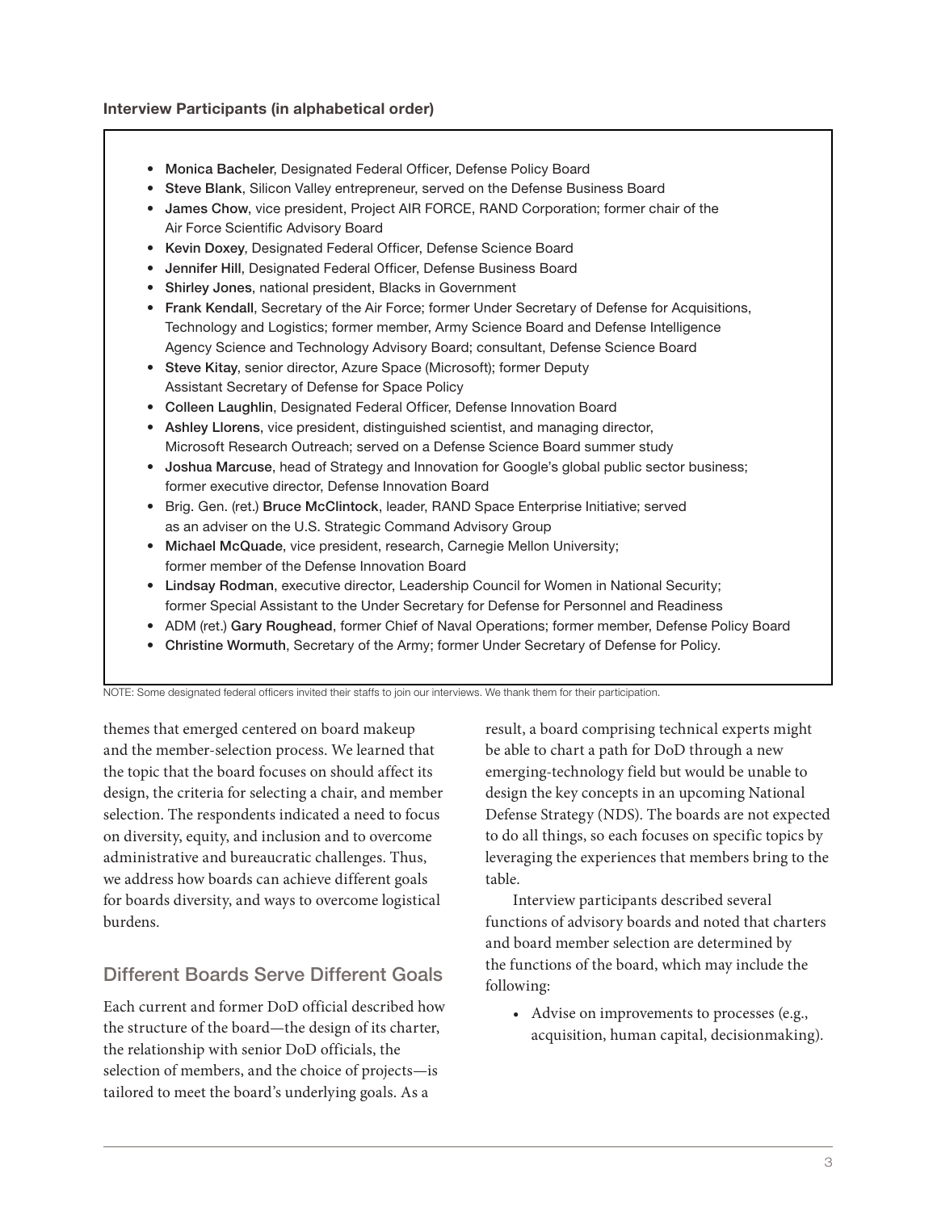**Interview Participants (in alphabetical order)**

- **Monica Bacheler**, Designated Federal Officer, Defense Policy Board
- **Steve Blank**, Silicon Valley entrepreneur, served on the Defense Business Board
- **James Chow**, vice president, Project AIR FORCE, RAND Corporation; former chair of the Air Force Scientific Advisory Board
- **Kevin Doxey**, Designated Federal Officer, Defense Science Board
- **Jennifer Hill**, Designated Federal Officer, Defense Business Board
- **Shirley Jones**, national president, Blacks in Government
- **Frank Kendall**, Secretary of the Air Force; former Under Secretary of Defense for Acquisitions, Technology and Logistics; former member, Army Science Board and Defense Intelligence Agency Science and Technology Advisory Board; consultant, Defense Science Board
- **Steve Kitay**, senior director, Azure Space (Microsoft); former Deputy Assistant Secretary of Defense for Space Policy
- **Colleen Laughlin**, Designated Federal Officer, Defense Innovation Board
- **Ashley Llorens**, vice president, distinguished scientist, and managing director, Microsoft Research Outreach; served on a Defense Science Board summer study
- **Joshua Marcuse**, head of Strategy and Innovation for Google's global public sector business; former executive director, Defense Innovation Board
- Brig. Gen. (ret.) **Bruce McClintock**, leader, RAND Space Enterprise Initiative; served as an adviser on the U.S. Strategic Command Advisory Group
- **Michael McQuade**, vice president, research, Carnegie Mellon University; former member of the Defense Innovation Board
- **Lindsay Rodman**, executive director, Leadership Council for Women in National Security; former Special Assistant to the Under Secretary for Defense for Personnel and Readiness
- ADM (ret.) **Gary Roughead**, former Chief of Naval Operations; former member, Defense Policy Board
- **Christine Wormuth**, Secretary of the Army; former Under Secretary of Defense for Policy.

NOTE: Some designated federal officers invited their staffs to join our interviews. We thank them for their participation.

themes that emerged centered on board makeup and the member-selection process. We learned that the topic that the board focuses on should affect its design, the criteria for selecting a chair, and member selection. The respondents indicated a need to focus on diversity, equity, and inclusion and to overcome administrative and bureaucratic challenges. Thus, we address how boards can achieve different goals for boards diversity, and ways to overcome logistical burdens.

## Different Boards Serve Different Goals

Each current and former DoD official described how the structure of the board—the design of its charter, the relationship with senior DoD officials, the selection of members, and the choice of projects—is tailored to meet the board's underlying goals. As a result, a board comprising technical experts might be able to chart a path for DoD through a new emerging-technology field but would be unable to design the key concepts in an upcoming National Defense Strategy (NDS). The boards are not expected to do all things, so each focuses on specific topics by leveraging the experiences that members bring to the table.

Interview participants described several functions of advisory boards and noted that charters and board member selection are determined by the functions of the board, which may include the following:

- Advise on improvements to processes (e.g., acquisition, human capital, decisionmaking).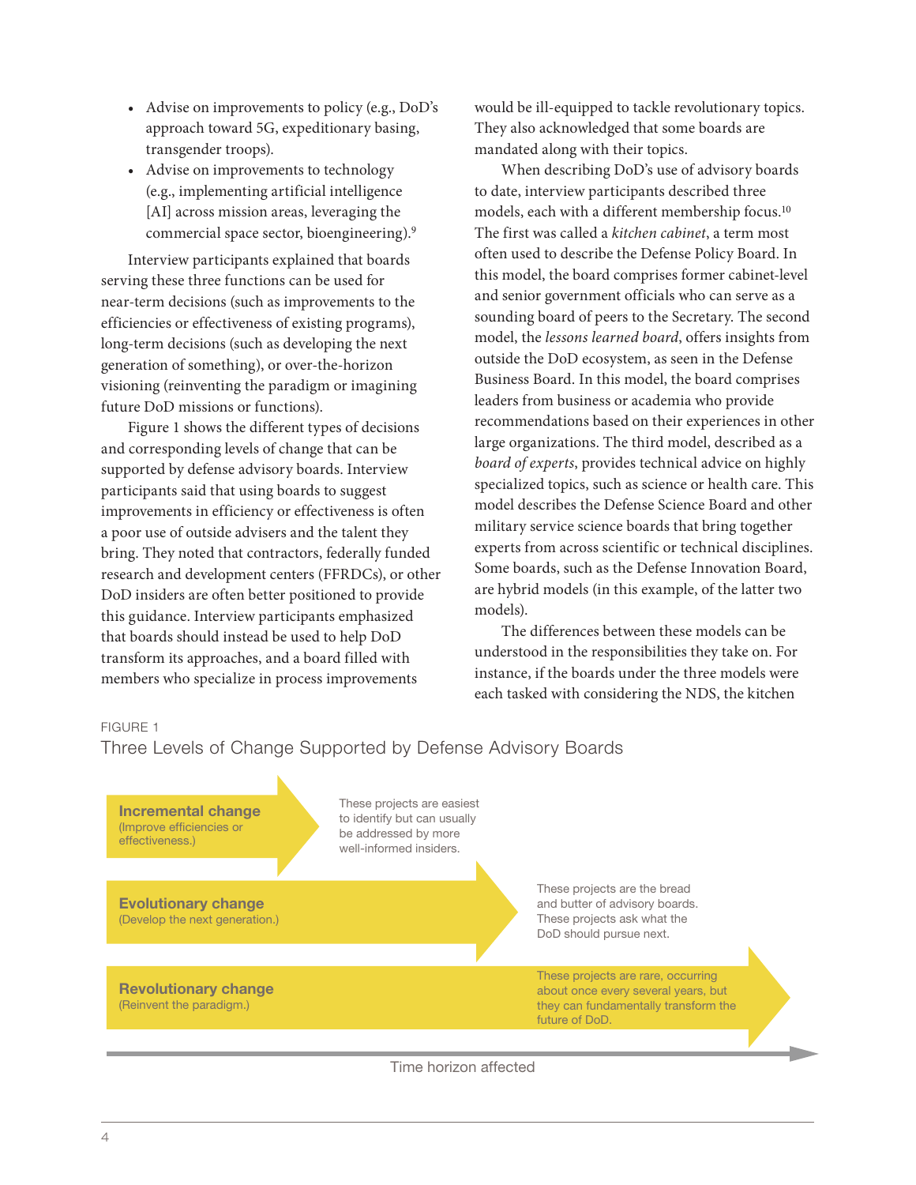- Advise on improvements to policy (e.g., DoD's approach toward 5G, expeditionary basing, transgender troops).
- Advise on improvements to technology (e.g., implementing artificial intelligence [AI] across mission areas, leveraging the commercial space sector, bioengineering).[9]

Interview participants explained that boards serving these three functions can be used for near-term decisions (such as improvements to the efficiencies or effectiveness of existing programs), long-term decisions (such as developing the next generation of something), or over-the-horizon visioning (reinventing the paradigm or imagining future DoD missions or functions).

Figure 1 shows the different types of decisions and corresponding levels of change that can be supported by defense advisory boards. Interview participants said that using boards to suggest improvements in efficiency or effectiveness is often a poor use of outside advisers and the talent they bring. They noted that contractors, federally funded research and development centers (FFRDCs), or other DoD insiders are often better positioned to provide this guidance. Interview participants emphasized that boards should instead be used to help DoD transform its approaches, and a board filled with members who specialize in process improvements would be ill-equipped to tackle revolutionary topics. They also acknowledged that some boards are mandated along with their topics.

When describing DoD's use of advisory boards to date, interview participants described three models, each with a different membership focus.[10] The first was called a *kitchen cabinet*, a term most often used to describe the Defense Policy Board. In this model, the board comprises former cabinet-level and senior government officials who can serve as a sounding board of peers to the Secretary. The second model, the *lessons learned board*, offers insights from outside the DoD ecosystem, as seen in the Defense Business Board. In this model, the board comprises leaders from business or academia who provide recommendations based on their experiences in other large organizations. The third model, described as a *board of experts*, provides technical advice on highly specialized topics, such as science or health care. This model describes the Defense Science Board and other military service science boards that bring together experts from across scientific or technical disciplines. Some boards, such as the Defense Innovation Board, are hybrid models (in this example, of the latter two models).

The differences between these models can be understood in the responsibilities they take on. For instance, if the boards under the three models were each tasked with considering the NDS, the kitchen

FIGURE 1

Three Levels of Change Supported by Defense Advisory Boards

| Level of change | Description |
| --- | --- |
| **Incremental change** (Improve efficiencies or effectiveness.) | These projects are easiest to identify but can usually be addressed by more well-informed insiders. |
| **Evolutionary change** (Develop the next generation.) | These projects are the bread and butter of advisory boards. These projects ask what the DoD should pursue next. |
| **Revolutionary change** (Reinvent the paradigm.) | These projects are rare, occurring about once every several years, but they can fundamentally transform the future of DoD. |

Time horizon affected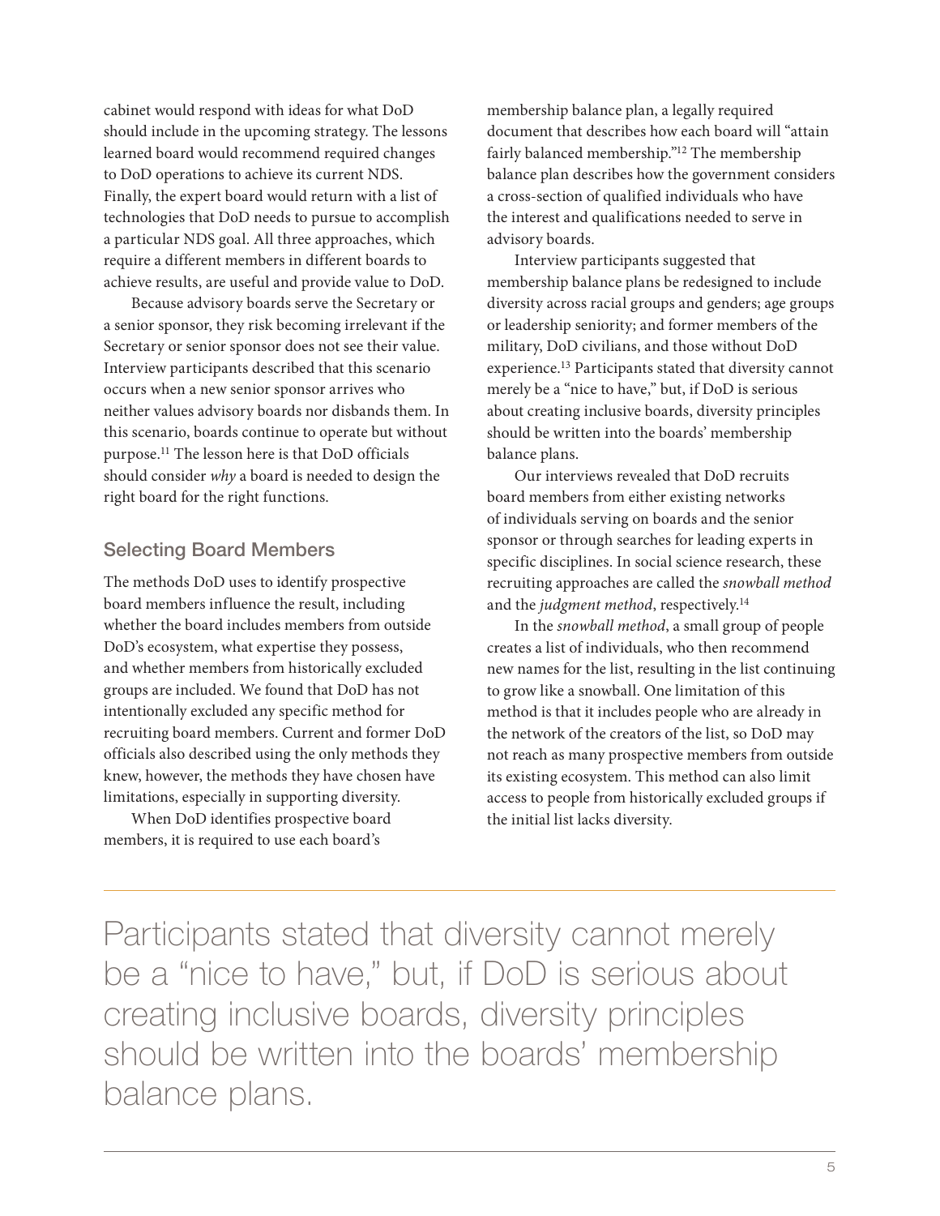cabinet would respond with ideas for what DoD should include in the upcoming strategy. The lessons learned board would recommend required changes to DoD operations to achieve its current NDS. Finally, the expert board would return with a list of technologies that DoD needs to pursue to accomplish a particular NDS goal. All three approaches, which require a different members in different boards to achieve results, are useful and provide value to DoD.

Because advisory boards serve the Secretary or a senior sponsor, they risk becoming irrelevant if the Secretary or senior sponsor does not see their value. Interview participants described that this scenario occurs when a new senior sponsor arrives who neither values advisory boards nor disbands them. In this scenario, boards continue to operate but without purpose.[11] The lesson here is that DoD officials should consider *why* a board is needed to design the right board for the right functions.

## Selecting Board Members

The methods DoD uses to identify prospective board members influence the result, including whether the board includes members from outside DoD's ecosystem, what expertise they possess, and whether members from historically excluded groups are included. We found that DoD has not intentionally excluded any specific method for recruiting board members. Current and former DoD officials also described using the only methods they knew, however, the methods they have chosen have limitations, especially in supporting diversity.

When DoD identifies prospective board members, it is required to use each board's membership balance plan, a legally required document that describes how each board will "attain fairly balanced membership."[12] The membership balance plan describes how the government considers a cross-section of qualified individuals who have the interest and qualifications needed to serve in advisory boards.

Interview participants suggested that membership balance plans be redesigned to include diversity across racial groups and genders; age groups or leadership seniority; and former members of the military, DoD civilians, and those without DoD experience.[13] Participants stated that diversity cannot merely be a "nice to have," but, if DoD is serious about creating inclusive boards, diversity principles should be written into the boards' membership balance plans.

Our interviews revealed that DoD recruits board members from either existing networks of individuals serving on boards and the senior sponsor or through searches for leading experts in specific disciplines. In social science research, these recruiting approaches are called the *snowball method* and the *judgment method*, respectively.[14]

In the *snowball method*, a small group of people creates a list of individuals, who then recommend new names for the list, resulting in the list continuing to grow like a snowball. One limitation of this method is that it includes people who are already in the network of the creators of the list, so DoD may not reach as many prospective members from outside its existing ecosystem. This method can also limit access to people from historically excluded groups if the initial list lacks diversity.

> Participants stated that diversity cannot merely be a "nice to have," but, if DoD is serious about creating inclusive boards, diversity principles should be written into the boards' membership balance plans.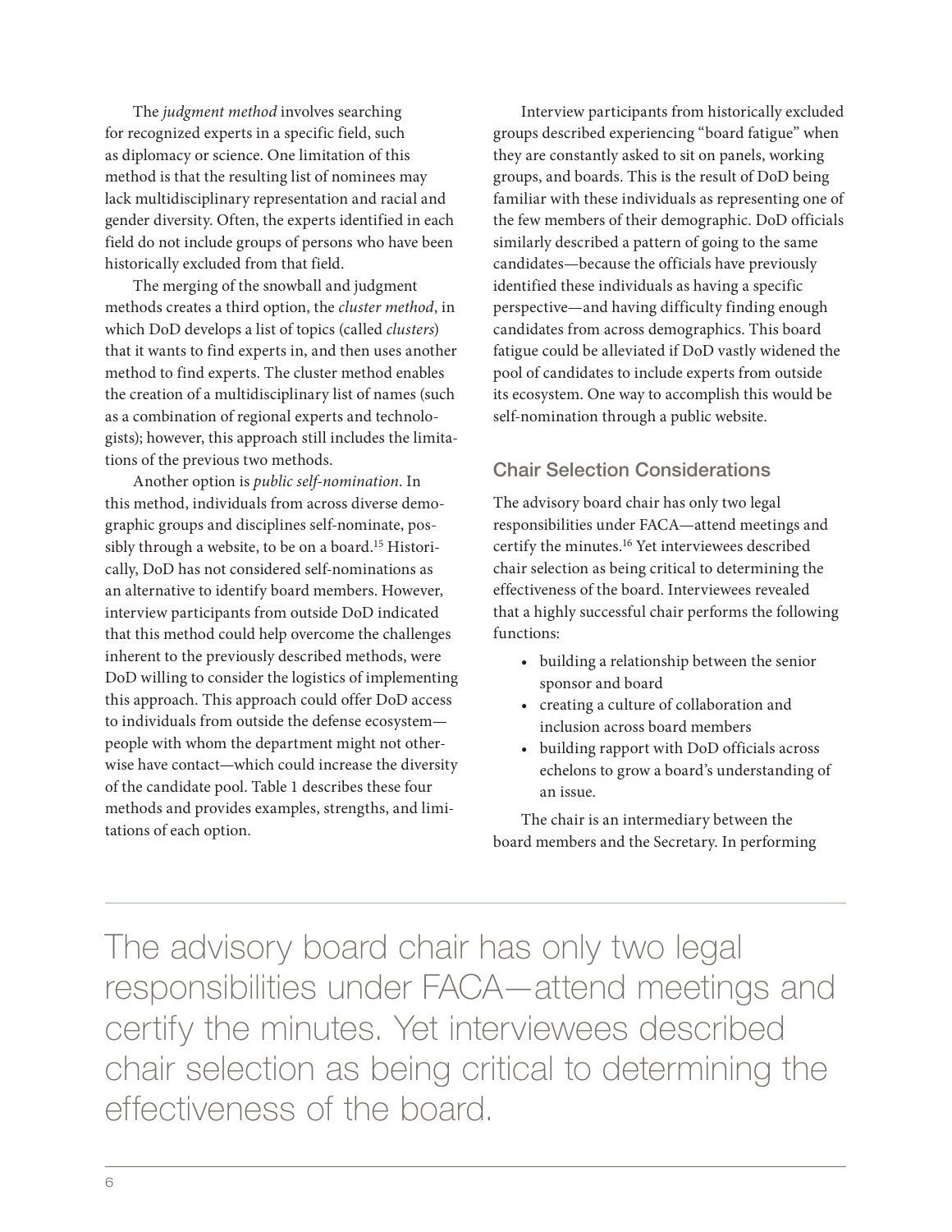The *judgment method* involves searching for recognized experts in a specific field, such as diplomacy or science. One limitation of this method is that the resulting list of nominees may lack multidisciplinary representation and racial and gender diversity. Often, the experts identified in each field do not include groups of persons who have been historically excluded from that field.

The merging of the snowball and judgment methods creates a third option, the *cluster method*, in which DoD develops a list of topics (called *clusters*) that it wants to find experts in, and then uses another method to find experts. The cluster method enables the creation of a multidisciplinary list of names (such as a combination of regional experts and technologists); however, this approach still includes the limitations of the previous two methods.

Another option is *public self-nomination*. In this method, individuals from across diverse demographic groups and disciplines self-nominate, possibly through a website, to be on a board.[15] Historically, DoD has not considered self-nominations as an alternative to identify board members. However, interview participants from outside DoD indicated that this method could help overcome the challenges inherent to the previously described methods, were DoD willing to consider the logistics of implementing this approach. This approach could offer DoD access to individuals from outside the defense ecosystem—people with whom the department might not otherwise have contact—which could increase the diversity of the candidate pool. Table 1 describes these four methods and provides examples, strengths, and limitations of each option.

Interview participants from historically excluded groups described experiencing "board fatigue" when they are constantly asked to sit on panels, working groups, and boards. This is the result of DoD being familiar with these individuals as representing one of the few members of their demographic. DoD officials similarly described a pattern of going to the same candidates—because the officials have previously identified these individuals as having a specific perspective—and having difficulty finding enough candidates from across demographics. This board fatigue could be alleviated if DoD vastly widened the pool of candidates to include experts from outside its ecosystem. One way to accomplish this would be self-nomination through a public website.

## Chair Selection Considerations

The advisory board chair has only two legal responsibilities under FACA—attend meetings and certify the minutes.[16] Yet interviewees described chair selection as being critical to determining the effectiveness of the board. Interviewees revealed that a highly successful chair performs the following functions:

- building a relationship between the senior sponsor and board
- creating a culture of collaboration and inclusion across board members
- building rapport with DoD officials across echelons to grow a board's understanding of an issue.

The chair is an intermediary between the board members and the Secretary. In performing

> The advisory board chair has only two legal responsibilities under FACA—attend meetings and certify the minutes. Yet interviewees described chair selection as being critical to determining the effectiveness of the board.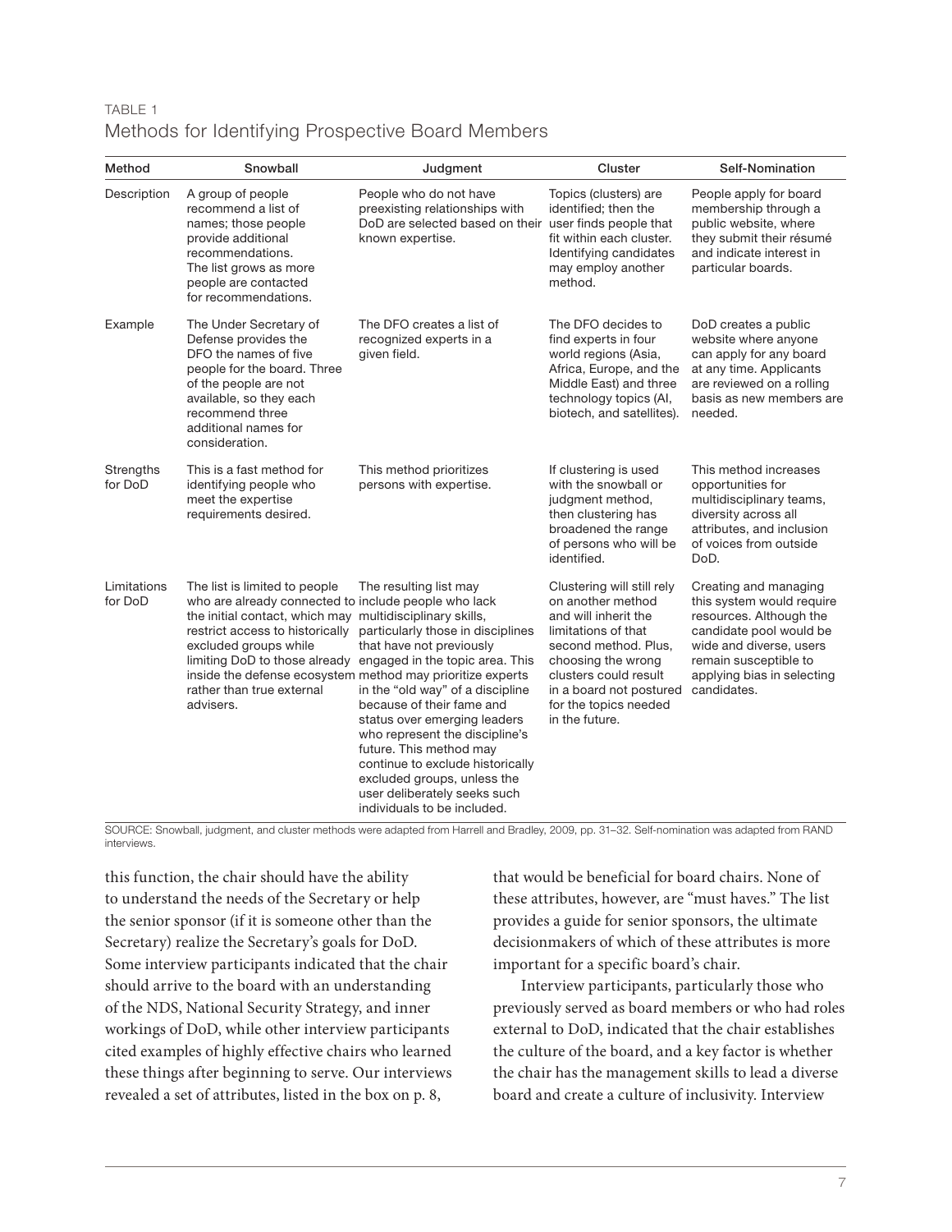TABLE 1
Methods for Identifying Prospective Board Members

| Method | Snowball | Judgment | Cluster | Self-Nomination |
|---|---|---|---|---|
| Description | A group of people recommend a list of names; those people provide additional recommendations. The list grows as more people are contacted for recommendations. | People who do not have preexisting relationships with DoD are selected based on their known expertise. | Topics (clusters) are identified; then the user finds people that fit within each cluster. Identifying candidates may employ another method. | People apply for board membership through a public website, where they submit their résumé and indicate interest in particular boards. |
| Example | The Under Secretary of Defense provides the DFO the names of five people for the board. Three of the people are not available, so they each recommend three additional names for consideration. | The DFO creates a list of recognized experts in a given field. | The DFO decides to find experts in four world regions (Asia, Africa, Europe, and the Middle East) and three technology topics (AI, biotech, and satellites). | DoD creates a public website where anyone can apply for any board at any time. Applicants are reviewed on a rolling basis as new members are needed. |
| Strengths for DoD | This is a fast method for identifying people who meet the expertise requirements desired. | This method prioritizes persons with expertise. | If clustering is used with the snowball or judgment method, then clustering has broadened the range of persons who will be identified. | This method increases opportunities for multidisciplinary teams, diversity across all attributes, and inclusion of voices from outside DoD. |
| Limitations for DoD | The list is limited to people who are already connected to the initial contact, which may restrict access to historically excluded groups while limiting DoD to those already inside the defense ecosystem rather than true external advisers. | The resulting list may include people who lack multidisciplinary skills, particularly those in disciplines that have not previously engaged in the topic area. This method may prioritize experts in the "old way" of a discipline because of their fame and status over emerging leaders who represent the discipline's future. This method may continue to exclude historically excluded groups, unless the user deliberately seeks such individuals to be included. | Clustering will still rely on another method and will inherit the limitations of that second method. Plus, choosing the wrong clusters could result in a board not postured for the topics needed in the future. | Creating and managing this system would require resources. Although the candidate pool would be wide and diverse, users remain susceptible to applying bias in selecting candidates. |

SOURCE: Snowball, judgment, and cluster methods were adapted from Harrell and Bradley, 2009, pp. 31–32. Self-nomination was adapted from RAND interviews.

this function, the chair should have the ability to understand the needs of the Secretary or help the senior sponsor (if it is someone other than the Secretary) realize the Secretary's goals for DoD. Some interview participants indicated that the chair should arrive to the board with an understanding of the NDS, National Security Strategy, and inner workings of DoD, while other interview participants cited examples of highly effective chairs who learned these things after beginning to serve. Our interviews revealed a set of attributes, listed in the box on p. 8, that would be beneficial for board chairs. None of these attributes, however, are "must haves." The list provides a guide for senior sponsors, the ultimate decisionmakers of which of these attributes is more important for a specific board's chair.

Interview participants, particularly those who previously served as board members or who had roles external to DoD, indicated that the chair establishes the culture of the board, and a key factor is whether the chair has the management skills to lead a diverse board and create a culture of inclusivity. Interview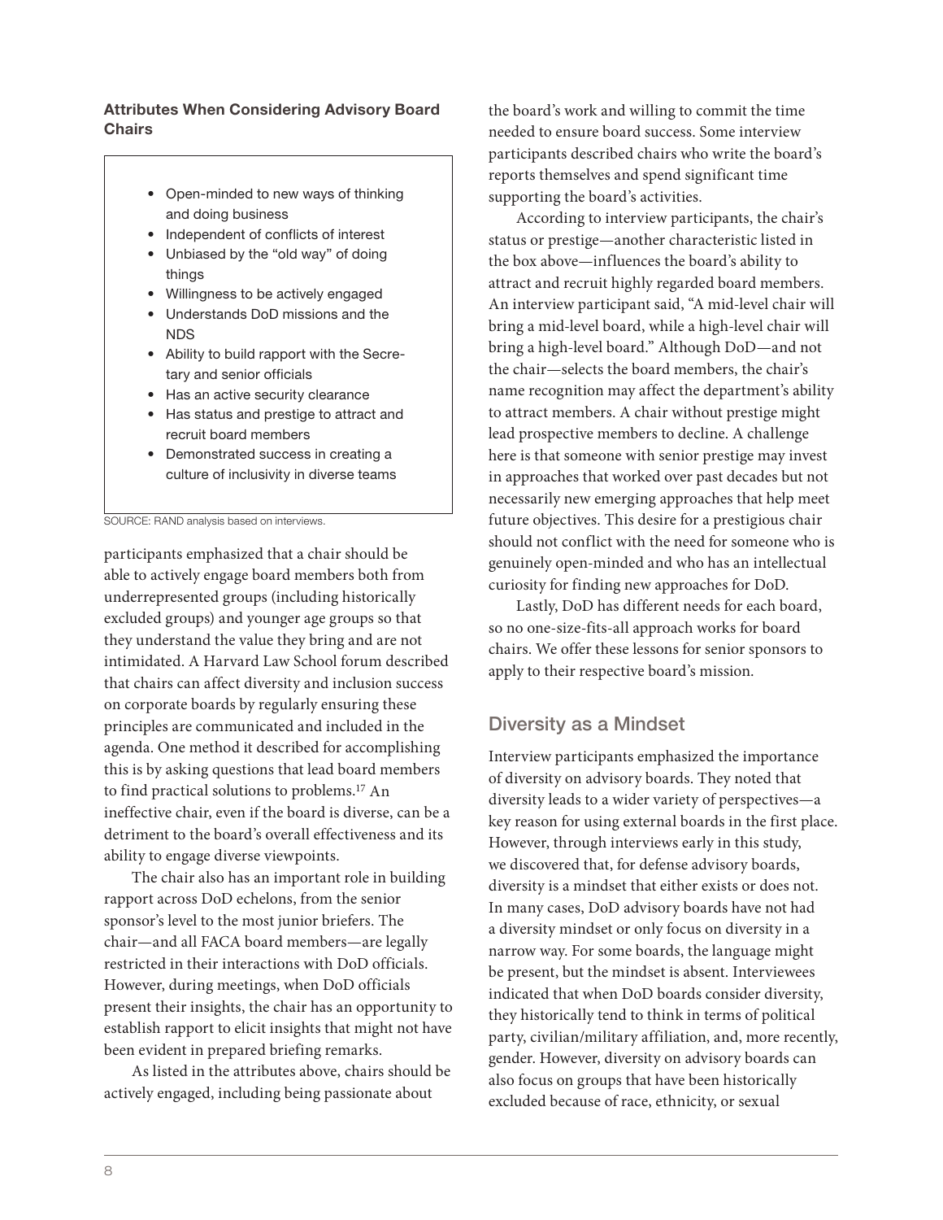**Attributes When Considering Advisory Board Chairs**

- Open-minded to new ways of thinking and doing business
- Independent of conflicts of interest
- Unbiased by the "old way" of doing things
- Willingness to be actively engaged
- Understands DoD missions and the NDS
- Ability to build rapport with the Secretary and senior officials
- Has an active security clearance
- Has status and prestige to attract and recruit board members
- Demonstrated success in creating a culture of inclusivity in diverse teams

SOURCE: RAND analysis based on interviews.

participants emphasized that a chair should be able to actively engage board members both from underrepresented groups (including historically excluded groups) and younger age groups so that they understand the value they bring and are not intimidated. A Harvard Law School forum described that chairs can affect diversity and inclusion success on corporate boards by regularly ensuring these principles are communicated and included in the agenda. One method it described for accomplishing this is by asking questions that lead board members to find practical solutions to problems.[17] An ineffective chair, even if the board is diverse, can be a detriment to the board's overall effectiveness and its ability to engage diverse viewpoints.

The chair also has an important role in building rapport across DoD echelons, from the senior sponsor's level to the most junior briefers. The chair—and all FACA board members—are legally restricted in their interactions with DoD officials. However, during meetings, when DoD officials present their insights, the chair has an opportunity to establish rapport to elicit insights that might not have been evident in prepared briefing remarks.

As listed in the attributes above, chairs should be actively engaged, including being passionate about the board's work and willing to commit the time needed to ensure board success. Some interview participants described chairs who write the board's reports themselves and spend significant time supporting the board's activities.

According to interview participants, the chair's status or prestige—another characteristic listed in the box above—influences the board's ability to attract and recruit highly regarded board members. An interview participant said, "A mid-level chair will bring a mid-level board, while a high-level chair will bring a high-level board." Although DoD—and not the chair—selects the board members, the chair's name recognition may affect the department's ability to attract members. A chair without prestige might lead prospective members to decline. A challenge here is that someone with senior prestige may invest in approaches that worked over past decades but not necessarily new emerging approaches that help meet future objectives. This desire for a prestigious chair should not conflict with the need for someone who is genuinely open-minded and who has an intellectual curiosity for finding new approaches for DoD.

Lastly, DoD has different needs for each board, so no one-size-fits-all approach works for board chairs. We offer these lessons for senior sponsors to apply to their respective board's mission.

## Diversity as a Mindset

Interview participants emphasized the importance of diversity on advisory boards. They noted that diversity leads to a wider variety of perspectives—a key reason for using external boards in the first place. However, through interviews early in this study, we discovered that, for defense advisory boards, diversity is a mindset that either exists or does not. In many cases, DoD advisory boards have not had a diversity mindset or only focus on diversity in a narrow way. For some boards, the language might be present, but the mindset is absent. Interviewees indicated that when DoD boards consider diversity, they historically tend to think in terms of political party, civilian/military affiliation, and, more recently, gender. However, diversity on advisory boards can also focus on groups that have been historically excluded because of race, ethnicity, or sexual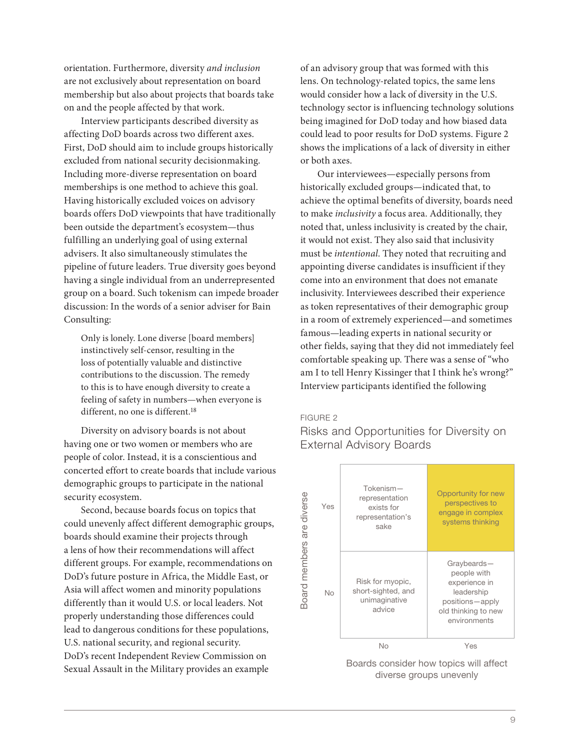orientation. Furthermore, diversity *and inclusion* are not exclusively about representation on board membership but also about projects that boards take on and the people affected by that work.

Interview participants described diversity as affecting DoD boards across two different axes. First, DoD should aim to include groups historically excluded from national security decisionmaking. Including more-diverse representation on board memberships is one method to achieve this goal. Having historically excluded voices on advisory boards offers DoD viewpoints that have traditionally been outside the department's ecosystem—thus fulfilling an underlying goal of using external advisers. It also simultaneously stimulates the pipeline of future leaders. True diversity goes beyond having a single individual from an underrepresented group on a board. Such tokenism can impede broader discussion: In the words of a senior adviser for Bain Consulting:

> Only is lonely. Lone diverse [board members] instinctively self-censor, resulting in the loss of potentially valuable and distinctive contributions to the discussion. The remedy to this is to have enough diversity to create a feeling of safety in numbers—when everyone is different, no one is different.[18]

Diversity on advisory boards is not about having one or two women or members who are people of color. Instead, it is a conscientious and concerted effort to create boards that include various demographic groups to participate in the national security ecosystem.

Second, because boards focus on topics that could unevenly affect different demographic groups, boards should examine their projects through a lens of how their recommendations will affect different groups. For example, recommendations on DoD's future posture in Africa, the Middle East, or Asia will affect women and minority populations differently than it would U.S. or local leaders. Not properly understanding those differences could lead to dangerous conditions for these populations, U.S. national security, and regional security. DoD's recent Independent Review Commission on Sexual Assault in the Military provides an example of an advisory group that was formed with this lens. On technology-related topics, the same lens would consider how a lack of diversity in the U.S. technology sector is influencing technology solutions being imagined for DoD today and how biased data could lead to poor results for DoD systems. Figure 2 shows the implications of a lack of diversity in either or both axes.

Our interviewees—especially persons from historically excluded groups—indicated that, to achieve the optimal benefits of diversity, boards need to make *inclusivity* a focus area. Additionally, they noted that, unless inclusivity is created by the chair, it would not exist. They also said that inclusivity must be *intentional*. They noted that recruiting and appointing diverse candidates is insufficient if they come into an environment that does not emanate inclusivity. Interviewees described their experience as token representatives of their demographic group in a room of extremely experienced—and sometimes famous—leading experts in national security or other fields, saying that they did not immediately feel comfortable speaking up. There was a sense of "who am I to tell Henry Kissinger that I think he's wrong?" Interview participants identified the following

FIGURE 2

Risks and Opportunities for Diversity on External Advisory Boards

| Board members are diverse | Boards consider how topics will affect diverse groups unevenly: No | Boards consider how topics will affect diverse groups unevenly: Yes |
|---|---|---|
| Yes | Tokenism—representation exists for representation's sake | Opportunity for new perspectives to engage in complex systems thinking |
| No | Risk for myopic, short-sighted, and unimaginative advice | Graybeards—people with experience in leadership positions—apply old thinking to new environments |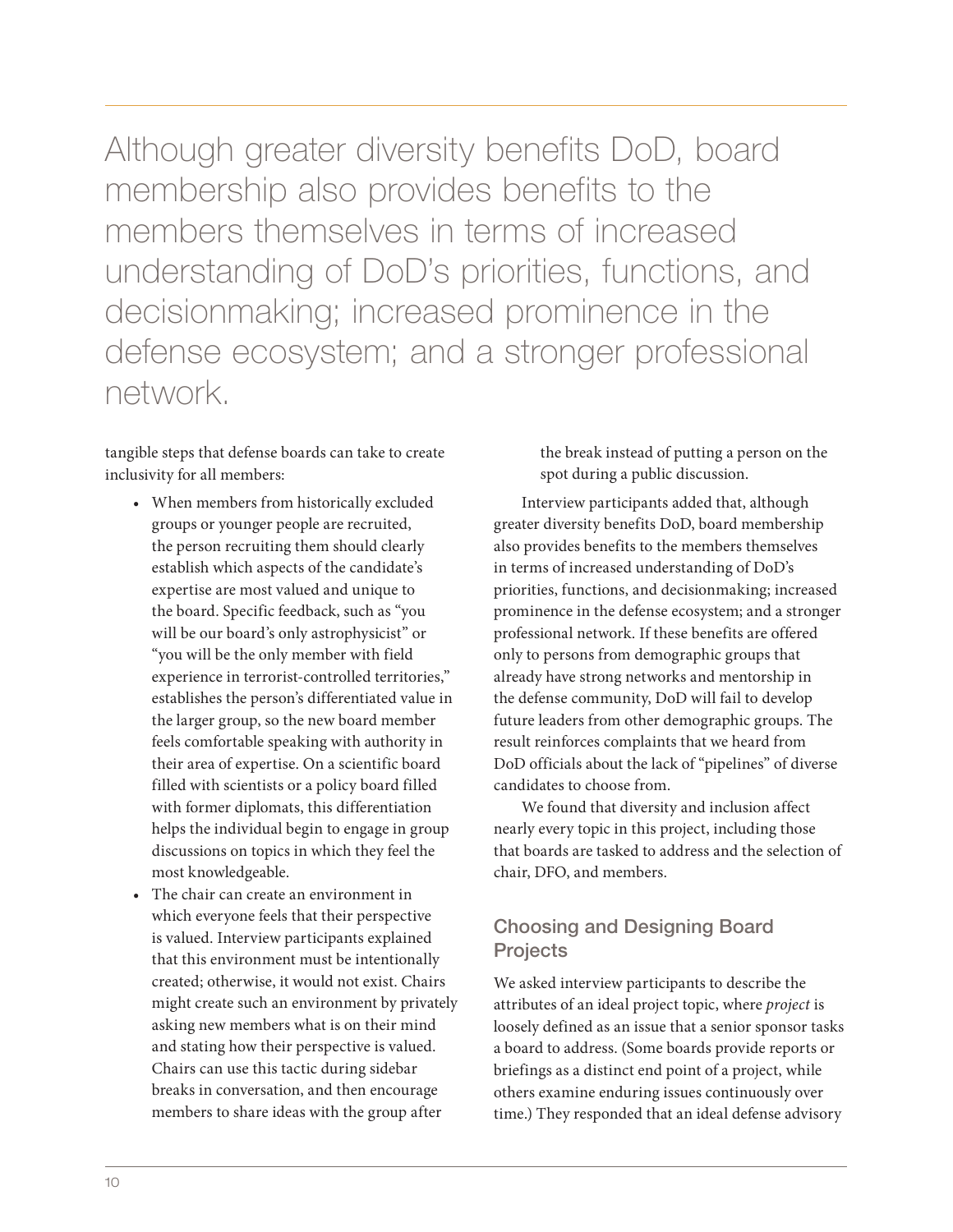> Although greater diversity benefits DoD, board membership also provides benefits to the members themselves in terms of increased understanding of DoD's priorities, functions, and decisionmaking; increased prominence in the defense ecosystem; and a stronger professional network.

tangible steps that defense boards can take to create inclusivity for all members:

- When members from historically excluded groups or younger people are recruited, the person recruiting them should clearly establish which aspects of the candidate's expertise are most valued and unique to the board. Specific feedback, such as "you will be our board's only astrophysicist" or "you will be the only member with field experience in terrorist-controlled territories," establishes the person's differentiated value in the larger group, so the new board member feels comfortable speaking with authority in their area of expertise. On a scientific board filled with scientists or a policy board filled with former diplomats, this differentiation helps the individual begin to engage in group discussions on topics in which they feel the most knowledgeable.
- The chair can create an environment in which everyone feels that their perspective is valued. Interview participants explained that this environment must be intentionally created; otherwise, it would not exist. Chairs might create such an environment by privately asking new members what is on their mind and stating how their perspective is valued. Chairs can use this tactic during sidebar breaks in conversation, and then encourage members to share ideas with the group after the break instead of putting a person on the spot during a public discussion.

Interview participants added that, although greater diversity benefits DoD, board membership also provides benefits to the members themselves in terms of increased understanding of DoD's priorities, functions, and decisionmaking; increased prominence in the defense ecosystem; and a stronger professional network. If these benefits are offered only to persons from demographic groups that already have strong networks and mentorship in the defense community, DoD will fail to develop future leaders from other demographic groups. The result reinforces complaints that we heard from DoD officials about the lack of "pipelines" of diverse candidates to choose from.

We found that diversity and inclusion affect nearly every topic in this project, including those that boards are tasked to address and the selection of chair, DFO, and members.

## Choosing and Designing Board Projects

We asked interview participants to describe the attributes of an ideal project topic, where *project* is loosely defined as an issue that a senior sponsor tasks a board to address. (Some boards provide reports or briefings as a distinct end point of a project, while others examine enduring issues continuously over time.) They responded that an ideal defense advisory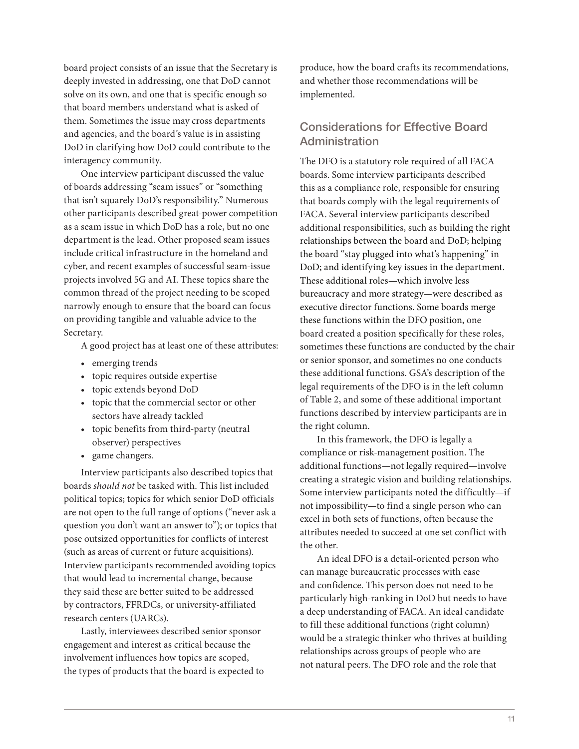board project consists of an issue that the Secretary is deeply invested in addressing, one that DoD cannot solve on its own, and one that is specific enough so that board members understand what is asked of them. Sometimes the issue may cross departments and agencies, and the board's value is in assisting DoD in clarifying how DoD could contribute to the interagency community.

One interview participant discussed the value of boards addressing "seam issues" or "something that isn't squarely DoD's responsibility." Numerous other participants described great-power competition as a seam issue in which DoD has a role, but no one department is the lead. Other proposed seam issues include critical infrastructure in the homeland and cyber, and recent examples of successful seam-issue projects involved 5G and AI. These topics share the common thread of the project needing to be scoped narrowly enough to ensure that the board can focus on providing tangible and valuable advice to the Secretary.

A good project has at least one of these attributes:

- emerging trends
- topic requires outside expertise
- topic extends beyond DoD
- topic that the commercial sector or other sectors have already tackled
- topic benefits from third-party (neutral observer) perspectives
- game changers.

Interview participants also described topics that boards *should not* be tasked with. This list included political topics; topics for which senior DoD officials are not open to the full range of options ("never ask a question you don't want an answer to"); or topics that pose outsized opportunities for conflicts of interest (such as areas of current or future acquisitions). Interview participants recommended avoiding topics that would lead to incremental change, because they said these are better suited to be addressed by contractors, FFRDCs, or university-affiliated research centers (UARCs).

Lastly, interviewees described senior sponsor engagement and interest as critical because the involvement influences how topics are scoped, the types of products that the board is expected to produce, how the board crafts its recommendations, and whether those recommendations will be implemented.

## Considerations for Effective Board Administration

The DFO is a statutory role required of all FACA boards. Some interview participants described this as a compliance role, responsible for ensuring that boards comply with the legal requirements of FACA. Several interview participants described additional responsibilities, such as building the right relationships between the board and DoD; helping the board "stay plugged into what's happening" in DoD; and identifying key issues in the department. These additional roles—which involve less bureaucracy and more strategy—were described as executive director functions. Some boards merge these functions within the DFO position, one board created a position specifically for these roles, sometimes these functions are conducted by the chair or senior sponsor, and sometimes no one conducts these additional functions. GSA's description of the legal requirements of the DFO is in the left column of Table 2, and some of these additional important functions described by interview participants are in the right column.

In this framework, the DFO is legally a compliance or risk-management position. The additional functions—not legally required—involve creating a strategic vision and building relationships. Some interview participants noted the difficultly—if not impossibility—to find a single person who can excel in both sets of functions, often because the attributes needed to succeed at one set conflict with the other.

An ideal DFO is a detail-oriented person who can manage bureaucratic processes with ease and confidence. This person does not need to be particularly high-ranking in DoD but needs to have a deep understanding of FACA. An ideal candidate to fill these additional functions (right column) would be a strategic thinker who thrives at building relationships across groups of people who are not natural peers. The DFO role and the role that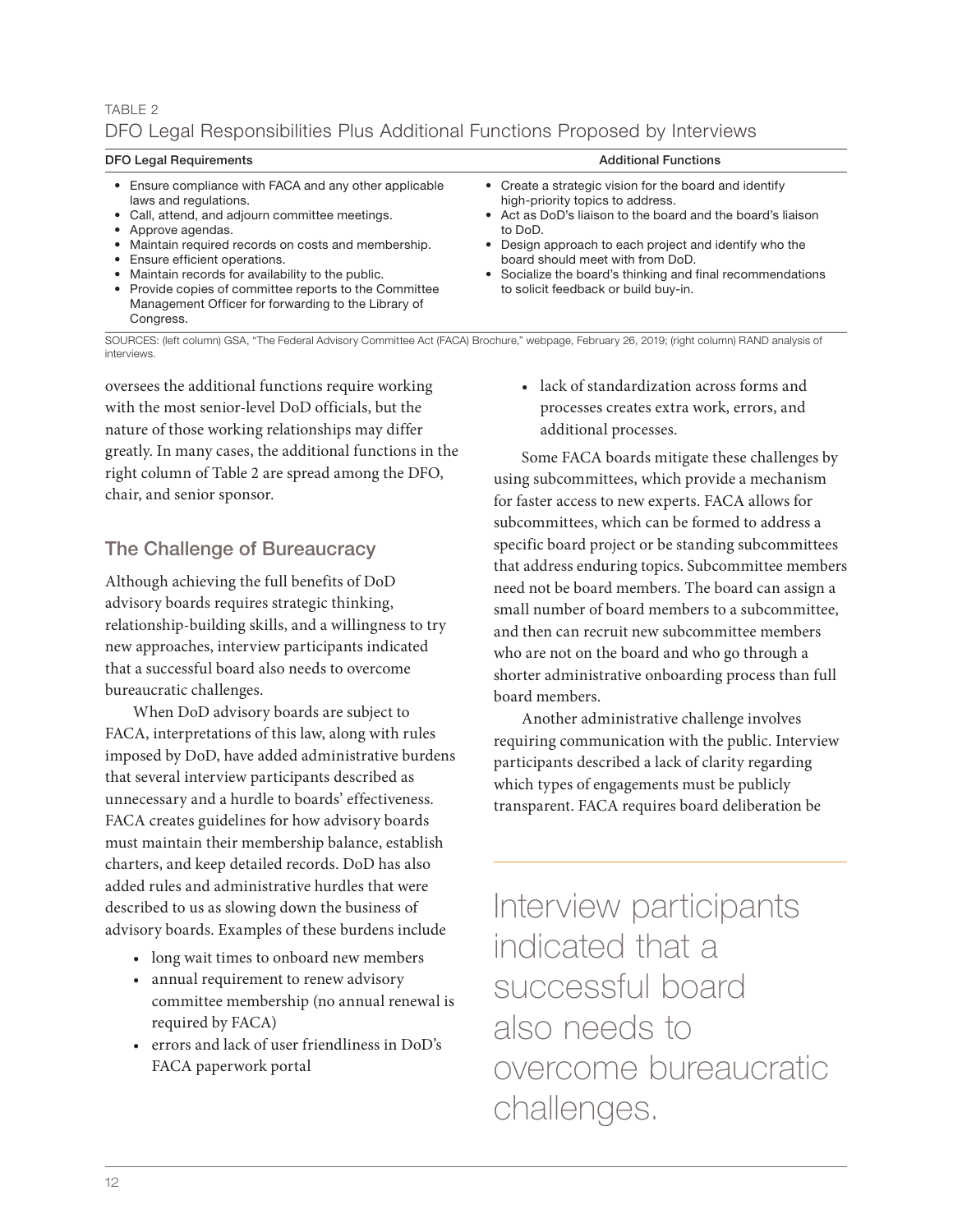TABLE 2

DFO Legal Responsibilities Plus Additional Functions Proposed by Interviews

| DFO Legal Requirements | Additional Functions |
| --- | --- |
| • Ensure compliance with FACA and any other applicable laws and regulations.<br>• Call, attend, and adjourn committee meetings.<br>• Approve agendas.<br>• Maintain required records on costs and membership.<br>• Ensure efficient operations.<br>• Maintain records for availability to the public.<br>• Provide copies of committee reports to the Committee Management Officer for forwarding to the Library of Congress. | • Create a strategic vision for the board and identify high-priority topics to address.<br>• Act as DoD's liaison to the board and the board's liaison to DoD.<br>• Design approach to each project and identify who the board should meet with from DoD.<br>• Socialize the board's thinking and final recommendations to solicit feedback or build buy-in. |

SOURCES: (left column) GSA, "The Federal Advisory Committee Act (FACA) Brochure," webpage, February 26, 2019; (right column) RAND analysis of interviews.

oversees the additional functions require working with the most senior-level DoD officials, but the nature of those working relationships may differ greatly. In many cases, the additional functions in the right column of Table 2 are spread among the DFO, chair, and senior sponsor.

## The Challenge of Bureaucracy

Although achieving the full benefits of DoD advisory boards requires strategic thinking, relationship-building skills, and a willingness to try new approaches, interview participants indicated that a successful board also needs to overcome bureaucratic challenges.

When DoD advisory boards are subject to FACA, interpretations of this law, along with rules imposed by DoD, have added administrative burdens that several interview participants described as unnecessary and a hurdle to boards' effectiveness. FACA creates guidelines for how advisory boards must maintain their membership balance, establish charters, and keep detailed records. DoD has also added rules and administrative hurdles that were described to us as slowing down the business of advisory boards. Examples of these burdens include

- long wait times to onboard new members
- annual requirement to renew advisory committee membership (no annual renewal is required by FACA)
- errors and lack of user friendliness in DoD's FACA paperwork portal
- lack of standardization across forms and processes creates extra work, errors, and additional processes.

Some FACA boards mitigate these challenges by using subcommittees, which provide a mechanism for faster access to new experts. FACA allows for subcommittees, which can be formed to address a specific board project or be standing subcommittees that address enduring topics. Subcommittee members need not be board members. The board can assign a small number of board members to a subcommittee, and then can recruit new subcommittee members who are not on the board and who go through a shorter administrative onboarding process than full board members.

Another administrative challenge involves requiring communication with the public. Interview participants described a lack of clarity regarding which types of engagements must be publicly transparent. FACA requires board deliberation be

> Interview participants indicated that a successful board also needs to overcome bureaucratic challenges.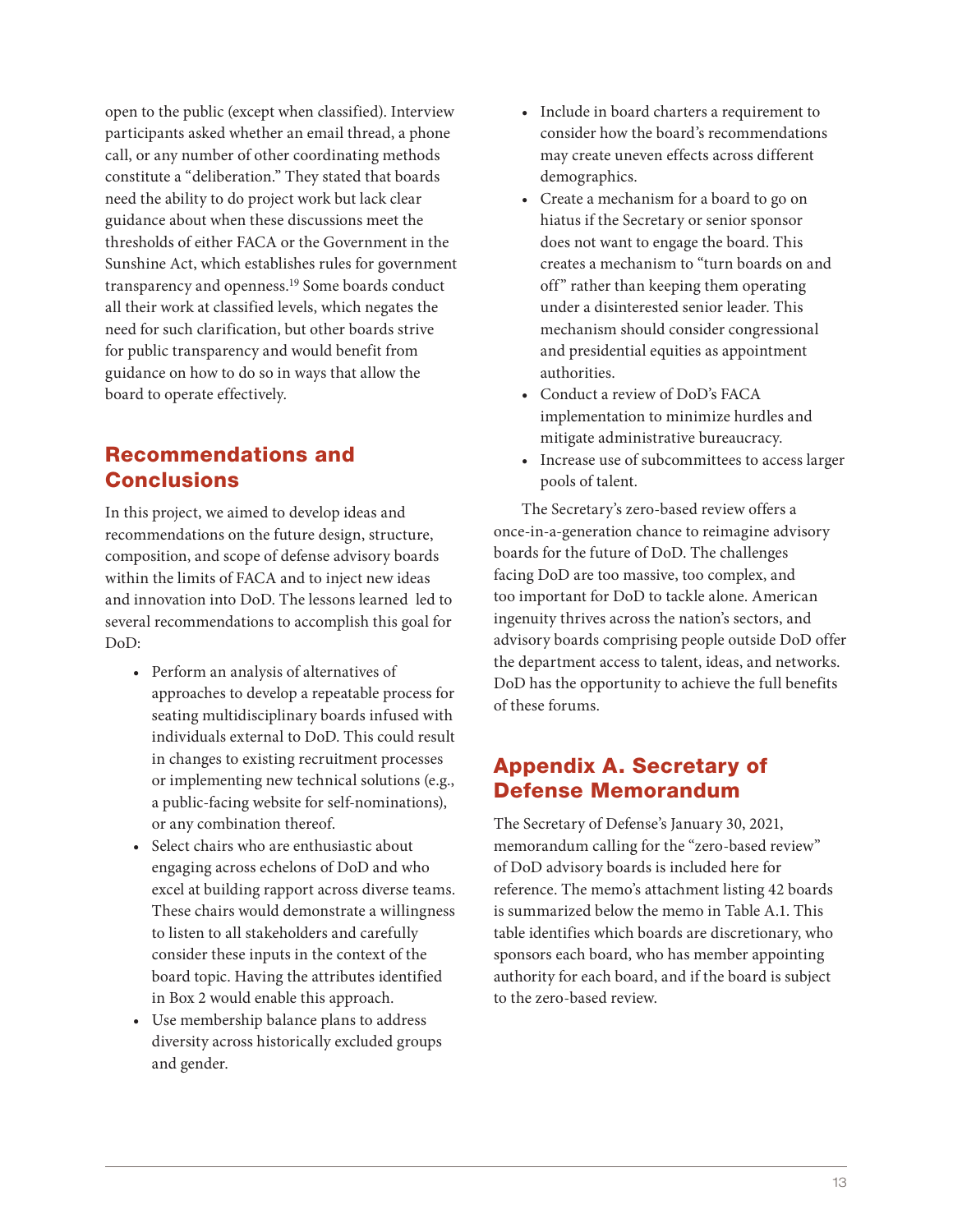open to the public (except when classified). Interview participants asked whether an email thread, a phone call, or any number of other coordinating methods constitute a "deliberation." They stated that boards need the ability to do project work but lack clear guidance about when these discussions meet the thresholds of either FACA or the Government in the Sunshine Act, which establishes rules for government transparency and openness.[19] Some boards conduct all their work at classified levels, which negates the need for such clarification, but other boards strive for public transparency and would benefit from guidance on how to do so in ways that allow the board to operate effectively.

## Recommendations and Conclusions

In this project, we aimed to develop ideas and recommendations on the future design, structure, composition, and scope of defense advisory boards within the limits of FACA and to inject new ideas and innovation into DoD. The lessons learned led to several recommendations to accomplish this goal for DoD:

- Perform an analysis of alternatives of approaches to develop a repeatable process for seating multidisciplinary boards infused with individuals external to DoD. This could result in changes to existing recruitment processes or implementing new technical solutions (e.g., a public-facing website for self-nominations), or any combination thereof.
- Select chairs who are enthusiastic about engaging across echelons of DoD and who excel at building rapport across diverse teams. These chairs would demonstrate a willingness to listen to all stakeholders and carefully consider these inputs in the context of the board topic. Having the attributes identified in Box 2 would enable this approach.
- Use membership balance plans to address diversity across historically excluded groups and gender.
- Include in board charters a requirement to consider how the board's recommendations may create uneven effects across different demographics.
- Create a mechanism for a board to go on hiatus if the Secretary or senior sponsor does not want to engage the board. This creates a mechanism to "turn boards on and off" rather than keeping them operating under a disinterested senior leader. This mechanism should consider congressional and presidential equities as appointment authorities.
- Conduct a review of DoD's FACA implementation to minimize hurdles and mitigate administrative bureaucracy.
- Increase use of subcommittees to access larger pools of talent.

The Secretary's zero-based review offers a once-in-a-generation chance to reimagine advisory boards for the future of DoD. The challenges facing DoD are too massive, too complex, and too important for DoD to tackle alone. American ingenuity thrives across the nation's sectors, and advisory boards comprising people outside DoD offer the department access to talent, ideas, and networks. DoD has the opportunity to achieve the full benefits of these forums.

## Appendix A. Secretary of Defense Memorandum

The Secretary of Defense's January 30, 2021, memorandum calling for the "zero-based review" of DoD advisory boards is included here for reference. The memo's attachment listing 42 boards is summarized below the memo in Table A.1. This table identifies which boards are discretionary, who sponsors each board, who has member appointing authority for each board, and if the board is subject to the zero-based review.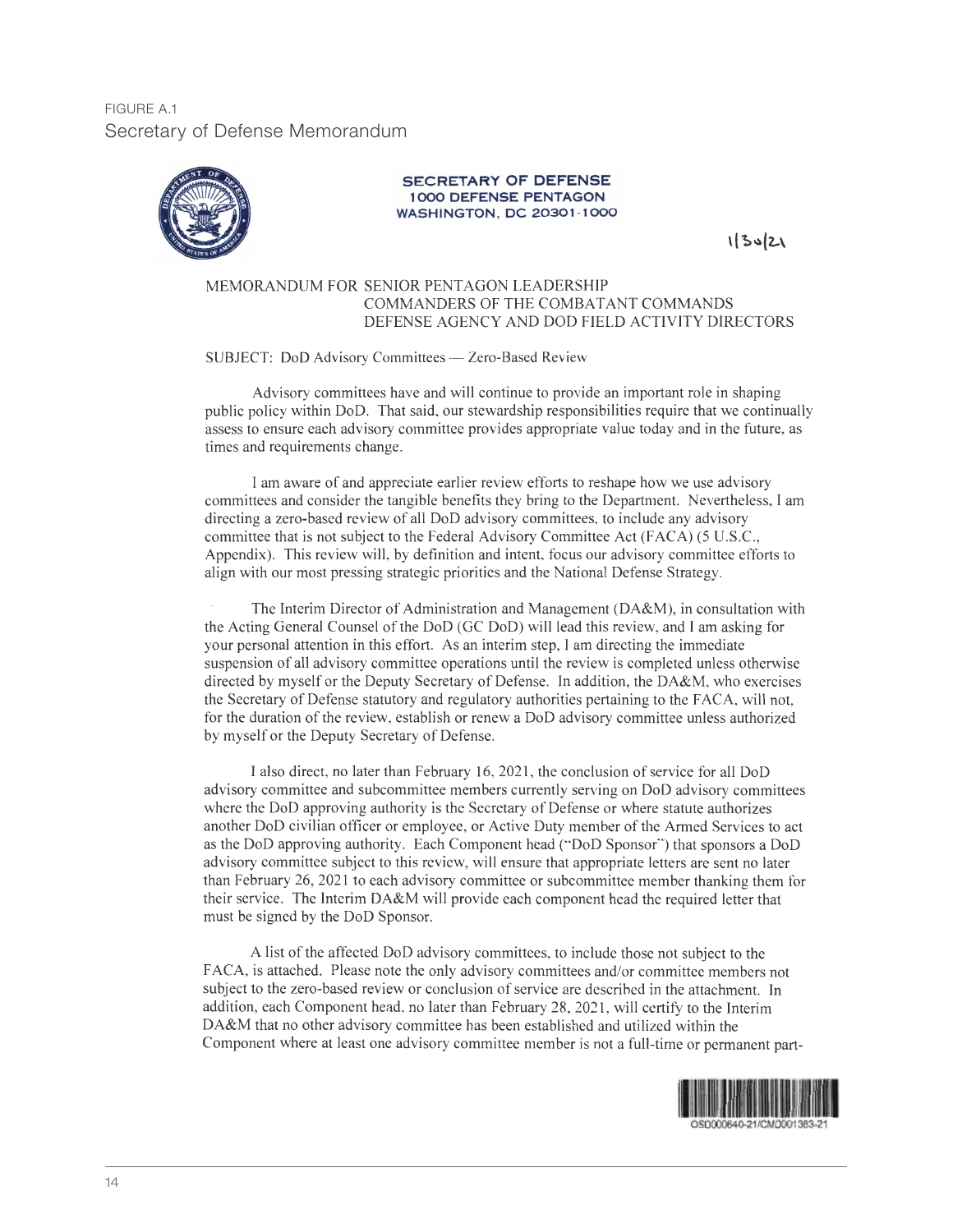FIGURE A.1
Secretary of Defense Memorandum

**SECRETARY OF DEFENSE**
**1000 DEFENSE PENTAGON**
**WASHINGTON, DC 20301-1000**

1/30/21

MEMORANDUM FOR SENIOR PENTAGON LEADERSHIP
COMMANDERS OF THE COMBATANT COMMANDS
DEFENSE AGENCY AND DOD FIELD ACTIVITY DIRECTORS

SUBJECT: DoD Advisory Committees — Zero-Based Review

Advisory committees have and will continue to provide an important role in shaping public policy within DoD. That said, our stewardship responsibilities require that we continually assess to ensure each advisory committee provides appropriate value today and in the future, as times and requirements change.

I am aware of and appreciate earlier review efforts to reshape how we use advisory committees and consider the tangible benefits they bring to the Department. Nevertheless, I am directing a zero-based review of all DoD advisory committees, to include any advisory committee that is not subject to the Federal Advisory Committee Act (FACA) (5 U.S.C., Appendix). This review will, by definition and intent, focus our advisory committee efforts to align with our most pressing strategic priorities and the National Defense Strategy.

The Interim Director of Administration and Management (DA&M), in consultation with the Acting General Counsel of the DoD (GC DoD) will lead this review, and I am asking for your personal attention in this effort. As an interim step, I am directing the immediate suspension of all advisory committee operations until the review is completed unless otherwise directed by myself or the Deputy Secretary of Defense. In addition, the DA&M, who exercises the Secretary of Defense statutory and regulatory authorities pertaining to the FACA, will not, for the duration of the review, establish or renew a DoD advisory committee unless authorized by myself or the Deputy Secretary of Defense.

I also direct, no later than February 16, 2021, the conclusion of service for all DoD advisory committee and subcommittee members currently serving on DoD advisory committees where the DoD approving authority is the Secretary of Defense or where statute authorizes another DoD civilian officer or employee, or Active Duty member of the Armed Services to act as the DoD approving authority. Each Component head ("DoD Sponsor") that sponsors a DoD advisory committee subject to this review, will ensure that appropriate letters are sent no later than February 26, 2021 to each advisory committee or subcommittee member thanking them for their service. The Interim DA&M will provide each component head the required letter that must be signed by the DoD Sponsor.

A list of the affected DoD advisory committees, to include those not subject to the FACA, is attached. Please note the only advisory committees and/or committee members not subject to the zero-based review or conclusion of service are described in the attachment. In addition, each Component head, no later than February 28, 2021, will certify to the Interim DA&M that no other advisory committee has been established and utilized within the Component where at least one advisory committee member is not a full-time or permanent part-

OSD000640-21/CMD001383-21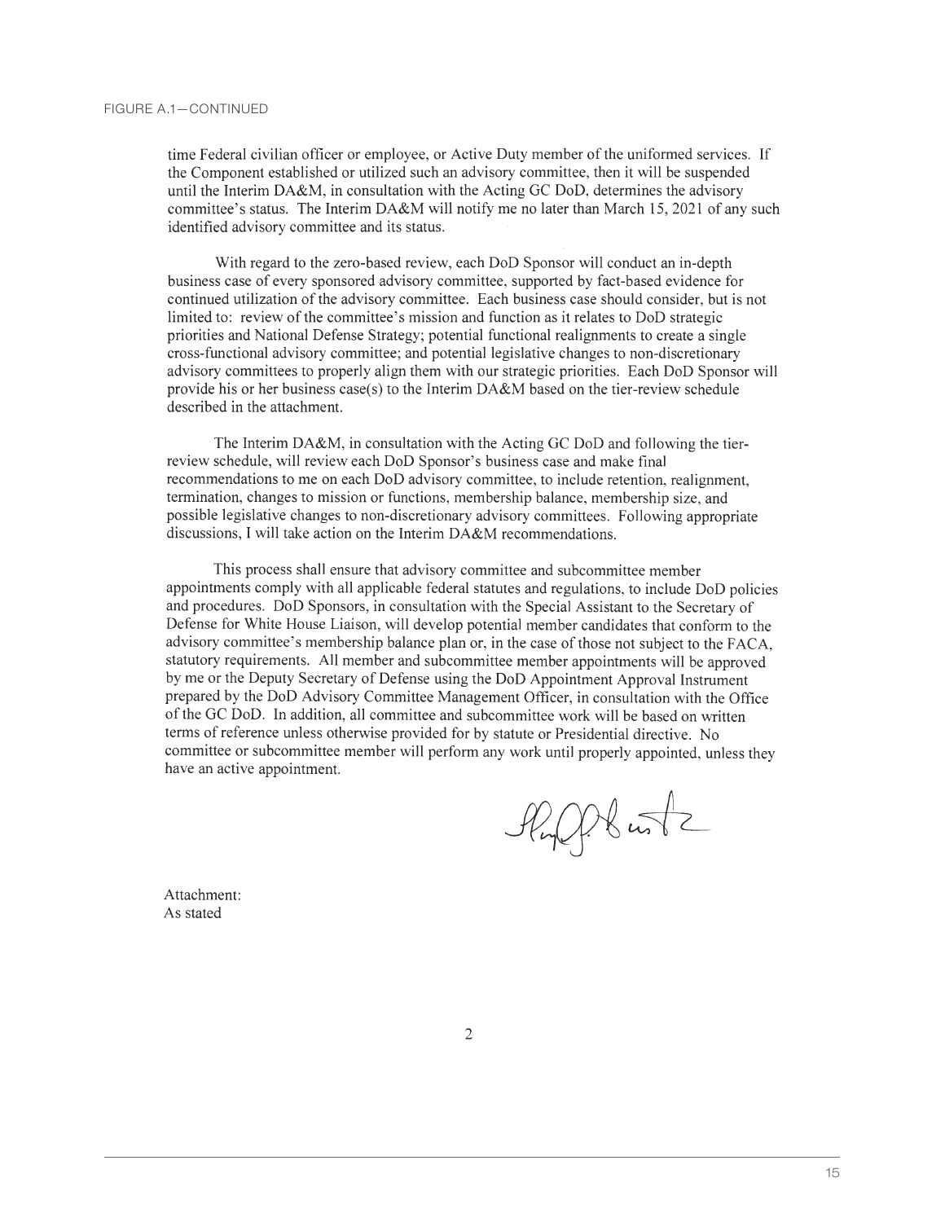FIGURE A.1—CONTINUED

time Federal civilian officer or employee, or Active Duty member of the uniformed services. If the Component established or utilized such an advisory committee, then it will be suspended until the Interim DA&M, in consultation with the Acting GC DoD, determines the advisory committee's status. The Interim DA&M will notify me no later than March 15, 2021 of any such identified advisory committee and its status.

With regard to the zero-based review, each DoD Sponsor will conduct an in-depth business case of every sponsored advisory committee, supported by fact-based evidence for continued utilization of the advisory committee. Each business case should consider, but is not limited to: review of the committee's mission and function as it relates to DoD strategic priorities and National Defense Strategy; potential functional realignments to create a single cross-functional advisory committee; and potential legislative changes to non-discretionary advisory committees to properly align them with our strategic priorities. Each DoD Sponsor will provide his or her business case(s) to the Interim DA&M based on the tier-review schedule described in the attachment.

The Interim DA&M, in consultation with the Acting GC DoD and following the tier-review schedule, will review each DoD Sponsor's business case and make final recommendations to me on each DoD advisory committee, to include retention, realignment, termination, changes to mission or functions, membership balance, membership size, and possible legislative changes to non-discretionary advisory committees. Following appropriate discussions, I will take action on the Interim DA&M recommendations.

This process shall ensure that advisory committee and subcommittee member appointments comply with all applicable federal statutes and regulations, to include DoD policies and procedures. DoD Sponsors, in consultation with the Special Assistant to the Secretary of Defense for White House Liaison, will develop potential member candidates that conform to the advisory committee's membership balance plan or, in the case of those not subject to the FACA, statutory requirements. All member and subcommittee member appointments will be approved by me or the Deputy Secretary of Defense using the DoD Appointment Approval Instrument prepared by the DoD Advisory Committee Management Officer, in consultation with the Office of the GC DoD. In addition, all committee and subcommittee work will be based on written terms of reference unless otherwise provided for by statute or Presidential directive. No committee or subcommittee member will perform any work until properly appointed, unless they have an active appointment.

Attachment:
As stated

2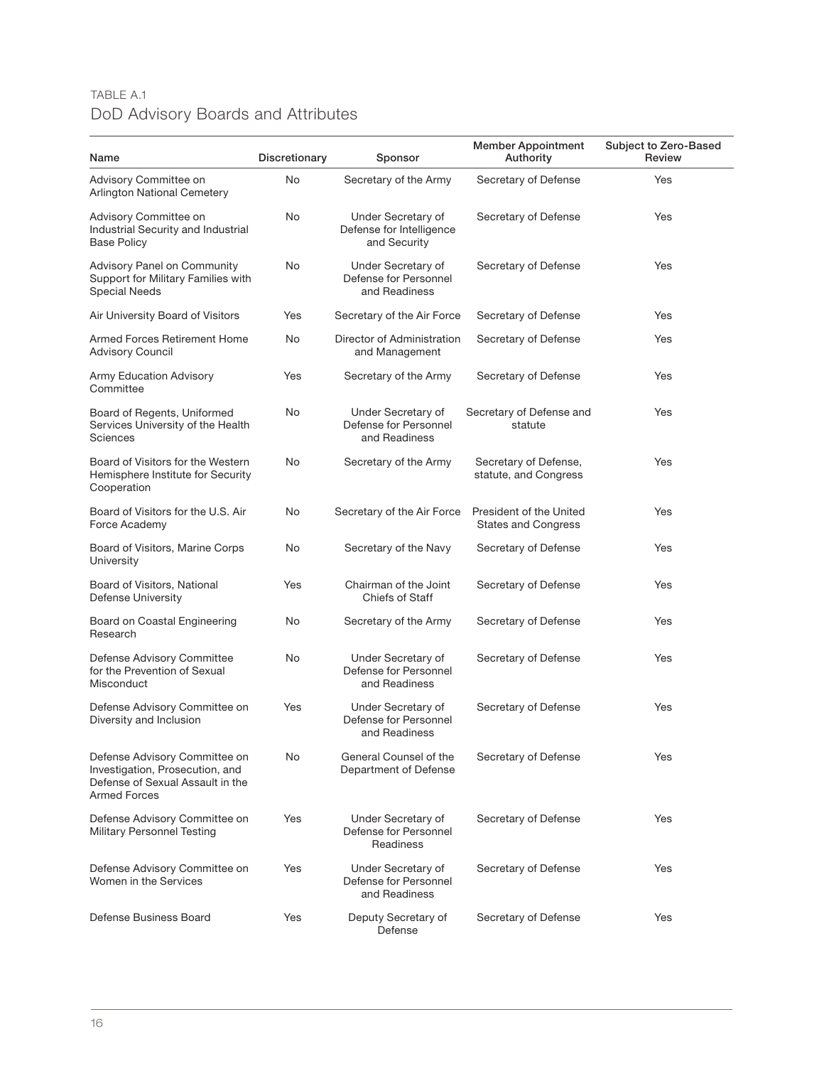TABLE A.1

DoD Advisory Boards and Attributes

| Name | Discretionary | Sponsor | Member Appointment Authority | Subject to Zero-Based Review |
|---|---|---|---|---|
| Advisory Committee on Arlington National Cemetery | No | Secretary of the Army | Secretary of Defense | Yes |
| Advisory Committee on Industrial Security and Industrial Base Policy | No | Under Secretary of Defense for Intelligence and Security | Secretary of Defense | Yes |
| Advisory Panel on Community Support for Military Families with Special Needs | No | Under Secretary of Defense for Personnel and Readiness | Secretary of Defense | Yes |
| Air University Board of Visitors | Yes | Secretary of the Air Force | Secretary of Defense | Yes |
| Armed Forces Retirement Home Advisory Council | No | Director of Administration and Management | Secretary of Defense | Yes |
| Army Education Advisory Committee | Yes | Secretary of the Army | Secretary of Defense | Yes |
| Board of Regents, Uniformed Services University of the Health Sciences | No | Under Secretary of Defense for Personnel and Readiness | Secretary of Defense and statute | Yes |
| Board of Visitors for the Western Hemisphere Institute for Security Cooperation | No | Secretary of the Army | Secretary of Defense, statute, and Congress | Yes |
| Board of Visitors for the U.S. Air Force Academy | No | Secretary of the Air Force | President of the United States and Congress | Yes |
| Board of Visitors, Marine Corps University | No | Secretary of the Navy | Secretary of Defense | Yes |
| Board of Visitors, National Defense University | Yes | Chairman of the Joint Chiefs of Staff | Secretary of Defense | Yes |
| Board on Coastal Engineering Research | No | Secretary of the Army | Secretary of Defense | Yes |
| Defense Advisory Committee for the Prevention of Sexual Misconduct | No | Under Secretary of Defense for Personnel and Readiness | Secretary of Defense | Yes |
| Defense Advisory Committee on Diversity and Inclusion | Yes | Under Secretary of Defense for Personnel and Readiness | Secretary of Defense | Yes |
| Defense Advisory Committee on Investigation, Prosecution, and Defense of Sexual Assault in the Armed Forces | No | General Counsel of the Department of Defense | Secretary of Defense | Yes |
| Defense Advisory Committee on Military Personnel Testing | Yes | Under Secretary of Defense for Personnel Readiness | Secretary of Defense | Yes |
| Defense Advisory Committee on Women in the Services | Yes | Under Secretary of Defense for Personnel and Readiness | Secretary of Defense | Yes |
| Defense Business Board | Yes | Deputy Secretary of Defense | Secretary of Defense | Yes |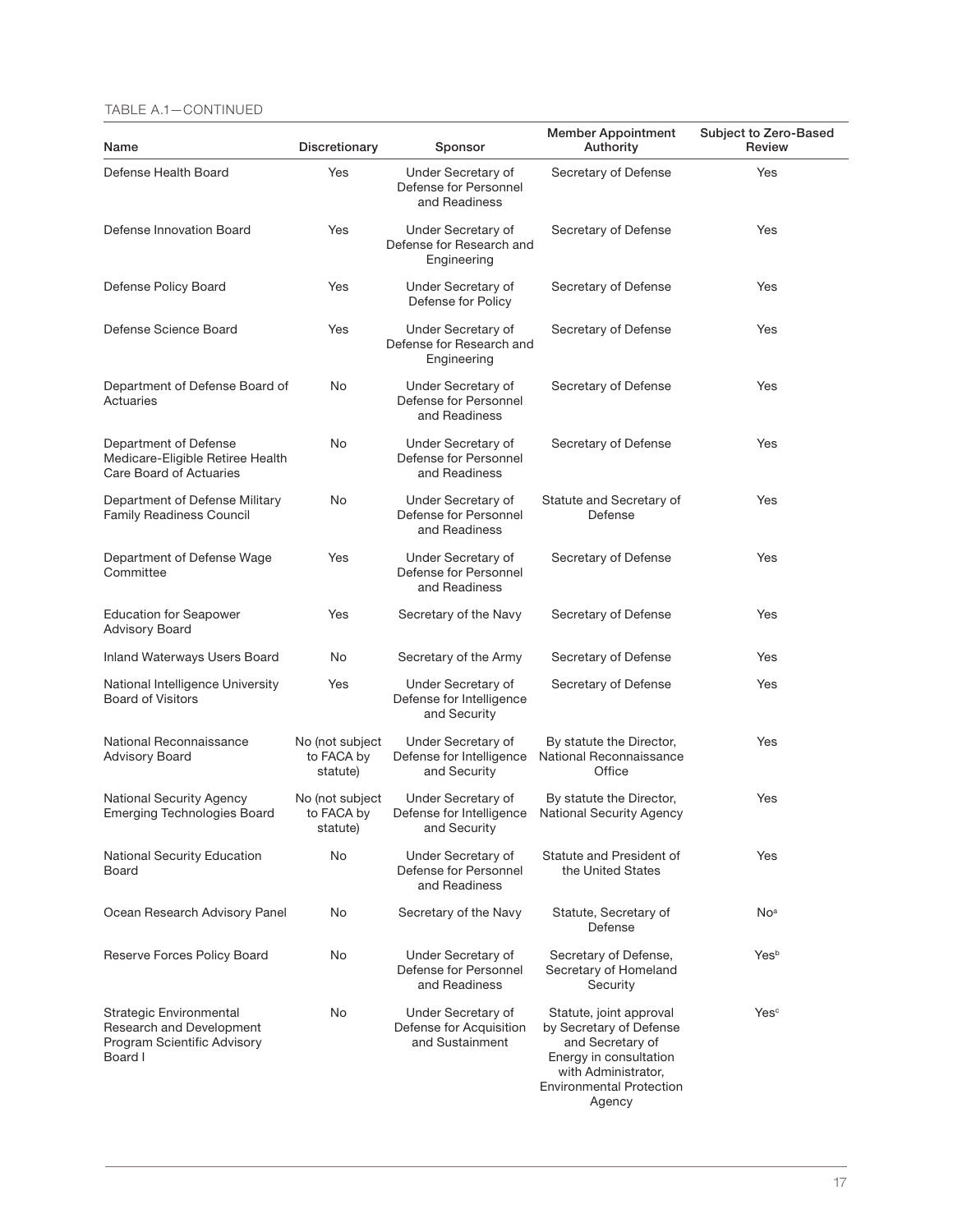TABLE A.1—CONTINUED

| Name | Discretionary | Sponsor | Member Appointment Authority | Subject to Zero-Based Review |
|---|---|---|---|---|
| Defense Health Board | Yes | Under Secretary of Defense for Personnel and Readiness | Secretary of Defense | Yes |
| Defense Innovation Board | Yes | Under Secretary of Defense for Research and Engineering | Secretary of Defense | Yes |
| Defense Policy Board | Yes | Under Secretary of Defense for Policy | Secretary of Defense | Yes |
| Defense Science Board | Yes | Under Secretary of Defense for Research and Engineering | Secretary of Defense | Yes |
| Department of Defense Board of Actuaries | No | Under Secretary of Defense for Personnel and Readiness | Secretary of Defense | Yes |
| Department of Defense Medicare-Eligible Retiree Health Care Board of Actuaries | No | Under Secretary of Defense for Personnel and Readiness | Secretary of Defense | Yes |
| Department of Defense Military Family Readiness Council | No | Under Secretary of Defense for Personnel and Readiness | Statute and Secretary of Defense | Yes |
| Department of Defense Wage Committee | Yes | Under Secretary of Defense for Personnel and Readiness | Secretary of Defense | Yes |
| Education for Seapower Advisory Board | Yes | Secretary of the Navy | Secretary of Defense | Yes |
| Inland Waterways Users Board | No | Secretary of the Army | Secretary of Defense | Yes |
| National Intelligence University Board of Visitors | Yes | Under Secretary of Defense for Intelligence and Security | Secretary of Defense | Yes |
| National Reconnaissance Advisory Board | No (not subject to FACA by statute) | Under Secretary of Defense for Intelligence and Security | By statute the Director, National Reconnaissance Office | Yes |
| National Security Agency Emerging Technologies Board | No (not subject to FACA by statute) | Under Secretary of Defense for Intelligence and Security | By statute the Director, National Security Agency | Yes |
| National Security Education Board | No | Under Secretary of Defense for Personnel and Readiness | Statute and President of the United States | Yes |
| Ocean Research Advisory Panel | No | Secretary of the Navy | Statute, Secretary of Defense | No[a] |
| Reserve Forces Policy Board | No | Under Secretary of Defense for Personnel and Readiness | Secretary of Defense, Secretary of Homeland Security | Yes[b] |
| Strategic Environmental Research and Development Program Scientific Advisory Board I | No | Under Secretary of Defense for Acquisition and Sustainment | Statute, joint approval by Secretary of Defense and Secretary of Energy in consultation with Administrator, Environmental Protection Agency | Yes[c] |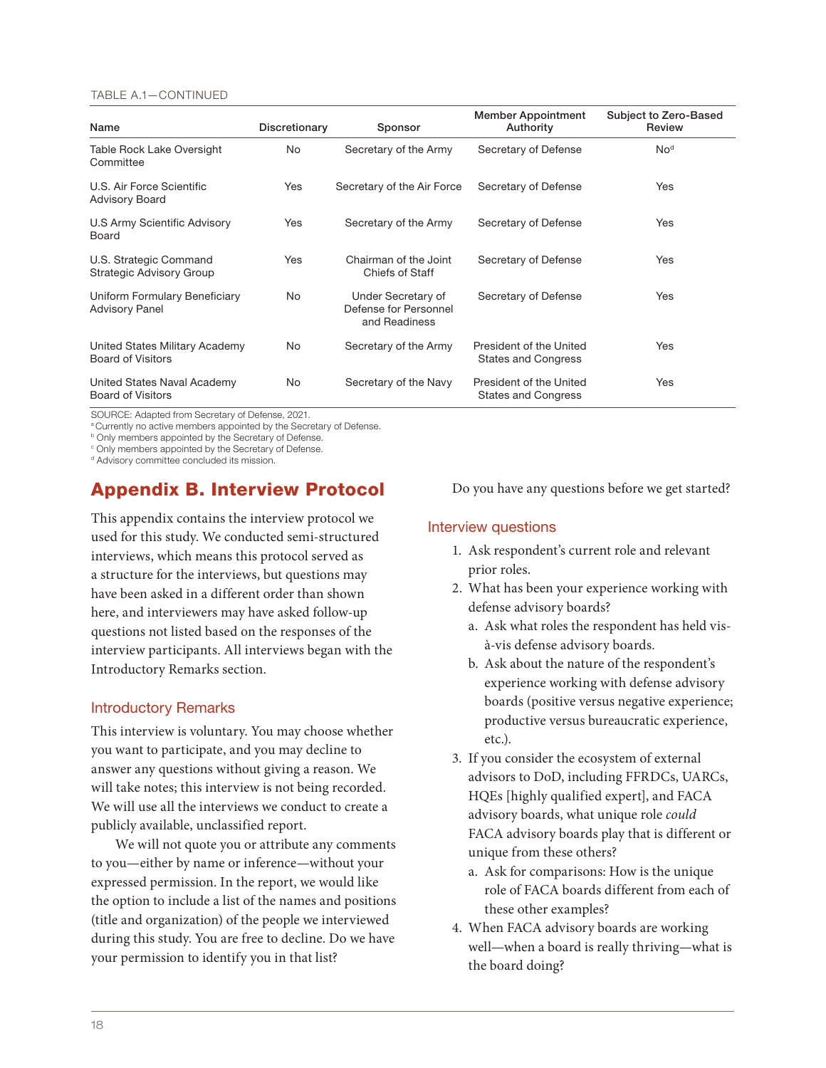TABLE A.1—CONTINUED

| Name | Discretionary | Sponsor | Member Appointment Authority | Subject to Zero-Based Review |
|---|---|---|---|---|
| Table Rock Lake Oversight Committee | No | Secretary of the Army | Secretary of Defense | No[d] |
| U.S. Air Force Scientific Advisory Board | Yes | Secretary of the Air Force | Secretary of Defense | Yes |
| U.S Army Scientific Advisory Board | Yes | Secretary of the Army | Secretary of Defense | Yes |
| U.S. Strategic Command Strategic Advisory Group | Yes | Chairman of the Joint Chiefs of Staff | Secretary of Defense | Yes |
| Uniform Formulary Beneficiary Advisory Panel | No | Under Secretary of Defense for Personnel and Readiness | Secretary of Defense | Yes |
| United States Military Academy Board of Visitors | No | Secretary of the Army | President of the United States and Congress | Yes |
| United States Naval Academy Board of Visitors | No | Secretary of the Navy | President of the United States and Congress | Yes |

SOURCE: Adapted from Secretary of Defense, 2021.
[a] Currently no active members appointed by the Secretary of Defense.
[b] Only members appointed by the Secretary of Defense.
[c] Only members appointed by the Secretary of Defense.
[d] Advisory committee concluded its mission.

# Appendix B. Interview Protocol

This appendix contains the interview protocol we used for this study. We conducted semi-structured interviews, which means this protocol served as a structure for the interviews, but questions may have been asked in a different order than shown here, and interviewers may have asked follow-up questions not listed based on the responses of the interview participants. All interviews began with the Introductory Remarks section.

## Introductory Remarks

This interview is voluntary. You may choose whether you want to participate, and you may decline to answer any questions without giving a reason. We will take notes; this interview is not being recorded. We will use all the interviews we conduct to create a publicly available, unclassified report.

We will not quote you or attribute any comments to you—either by name or inference—without your expressed permission. In the report, we would like the option to include a list of the names and positions (title and organization) of the people we interviewed during this study. You are free to decline. Do we have your permission to identify you in that list?

Do you have any questions before we get started?

## Interview questions

1. Ask respondent's current role and relevant prior roles.
2. What has been your experience working with defense advisory boards?
   a. Ask what roles the respondent has held vis-à-vis defense advisory boards.
   b. Ask about the nature of the respondent's experience working with defense advisory boards (positive versus negative experience; productive versus bureaucratic experience, etc.).
3. If you consider the ecosystem of external advisors to DoD, including FFRDCs, UARCs, HQEs [highly qualified expert], and FACA advisory boards, what unique role *could* FACA advisory boards play that is different or unique from these others?
   a. Ask for comparisons: How is the unique role of FACA boards different from each of these other examples?
4. When FACA advisory boards are working well—when a board is really thriving—what is the board doing?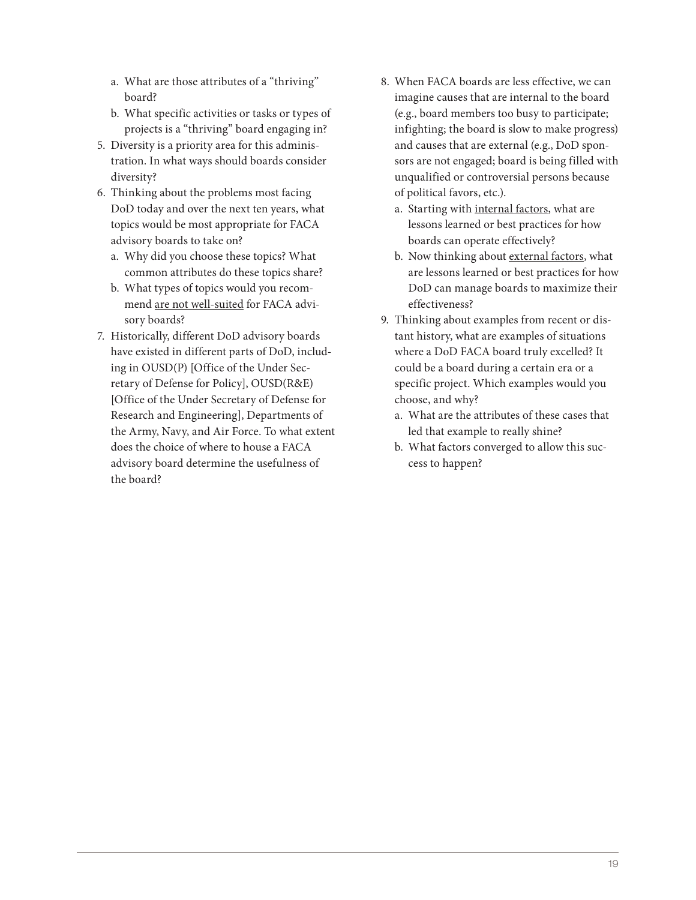a. What are those attributes of a "thriving" board?
   b. What specific activities or tasks or types of projects is a "thriving" board engaging in?
5. Diversity is a priority area for this administration. In what ways should boards consider diversity?
6. Thinking about the problems most facing DoD today and over the next ten years, what topics would be most appropriate for FACA advisory boards to take on?
   a. Why did you choose these topics? What common attributes do these topics share?
   b. What types of topics would you recommend <u>are not well-suited</u> for FACA advisory boards?
7. Historically, different DoD advisory boards have existed in different parts of DoD, including in OUSD(P) [Office of the Under Secretary of Defense for Policy], OUSD(R&E) [Office of the Under Secretary of Defense for Research and Engineering], Departments of the Army, Navy, and Air Force. To what extent does the choice of where to house a FACA advisory board determine the usefulness of the board?
8. When FACA boards are less effective, we can imagine causes that are internal to the board (e.g., board members too busy to participate; infighting; the board is slow to make progress) and causes that are external (e.g., DoD sponsors are not engaged; board is being filled with unqualified or controversial persons because of political favors, etc.).
   a. Starting with <u>internal factors</u>, what are lessons learned or best practices for how boards can operate effectively?
   b. Now thinking about <u>external factors</u>, what are lessons learned or best practices for how DoD can manage boards to maximize their effectiveness?
9. Thinking about examples from recent or distant history, what are examples of situations where a DoD FACA board truly excelled? It could be a board during a certain era or a specific project. Which examples would you choose, and why?
   a. What are the attributes of these cases that led that example to really shine?
   b. What factors converged to allow this success to happen?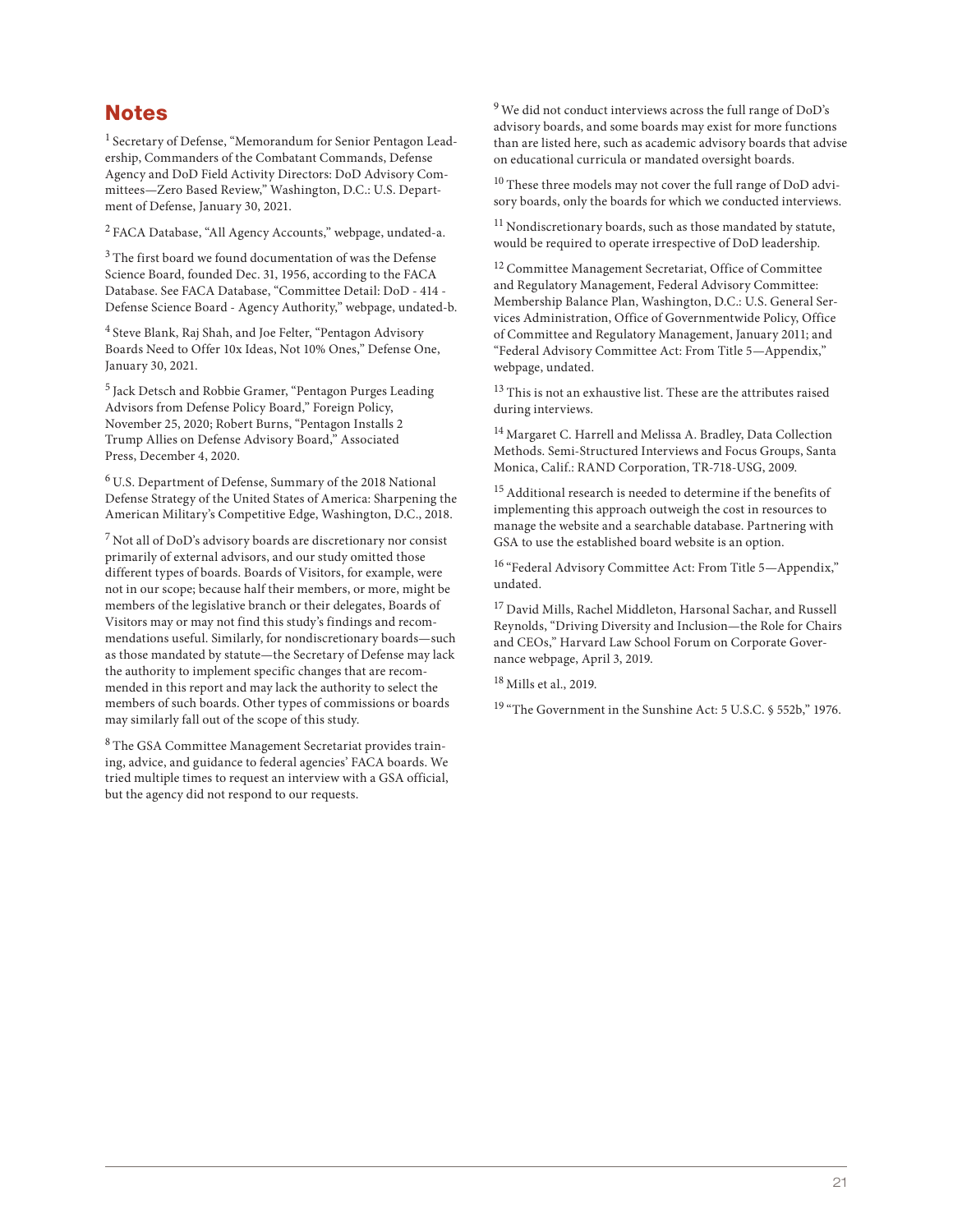## Notes

[1] Secretary of Defense, "Memorandum for Senior Pentagon Leadership, Commanders of the Combatant Commands, Defense Agency and DoD Field Activity Directors: DoD Advisory Committees—Zero Based Review," Washington, D.C.: U.S. Department of Defense, January 30, 2021.

[2] FACA Database, "All Agency Accounts," webpage, undated-a.

[3] The first board we found documentation of was the Defense Science Board, founded Dec. 31, 1956, according to the FACA Database. See FACA Database, "Committee Detail: DoD - 414 - Defense Science Board - Agency Authority," webpage, undated-b.

[4] Steve Blank, Raj Shah, and Joe Felter, "Pentagon Advisory Boards Need to Offer 10x Ideas, Not 10% Ones," Defense One, January 30, 2021.

[5] Jack Detsch and Robbie Gramer, "Pentagon Purges Leading Advisors from Defense Policy Board," Foreign Policy, November 25, 2020; Robert Burns, "Pentagon Installs 2 Trump Allies on Defense Advisory Board," Associated Press, December 4, 2020.

[6] U.S. Department of Defense, Summary of the 2018 National Defense Strategy of the United States of America: Sharpening the American Military's Competitive Edge, Washington, D.C., 2018.

[7] Not all of DoD's advisory boards are discretionary nor consist primarily of external advisors, and our study omitted those different types of boards. Boards of Visitors, for example, were not in our scope; because half their members, or more, might be members of the legislative branch or their delegates, Boards of Visitors may or may not find this study's findings and recommendations useful. Similarly, for nondiscretionary boards—such as those mandated by statute—the Secretary of Defense may lack the authority to implement specific changes that are recommended in this report and may lack the authority to select the members of such boards. Other types of commissions or boards may similarly fall out of the scope of this study.

[8] The GSA Committee Management Secretariat provides training, advice, and guidance to federal agencies' FACA boards. We tried multiple times to request an interview with a GSA official, but the agency did not respond to our requests.

[9] We did not conduct interviews across the full range of DoD's advisory boards, and some boards may exist for more functions than are listed here, such as academic advisory boards that advise on educational curricula or mandated oversight boards.

[10] These three models may not cover the full range of DoD advisory boards, only the boards for which we conducted interviews.

[11] Nondiscretionary boards, such as those mandated by statute, would be required to operate irrespective of DoD leadership.

[12] Committee Management Secretariat, Office of Committee and Regulatory Management, Federal Advisory Committee: Membership Balance Plan, Washington, D.C.: U.S. General Services Administration, Office of Governmentwide Policy, Office of Committee and Regulatory Management, January 2011; and "Federal Advisory Committee Act: From Title 5—Appendix," webpage, undated.

[13] This is not an exhaustive list. These are the attributes raised during interviews.

[14] Margaret C. Harrell and Melissa A. Bradley, Data Collection Methods. Semi-Structured Interviews and Focus Groups, Santa Monica, Calif.: RAND Corporation, TR-718-USG, 2009.

[15] Additional research is needed to determine if the benefits of implementing this approach outweigh the cost in resources to manage the website and a searchable database. Partnering with GSA to use the established board website is an option.

[16] "Federal Advisory Committee Act: From Title 5—Appendix," undated.

[17] David Mills, Rachel Middleton, Harsonal Sachar, and Russell Reynolds, "Driving Diversity and Inclusion—the Role for Chairs and CEOs," Harvard Law School Forum on Corporate Governance webpage, April 3, 2019.

[18] Mills et al., 2019.

[19] "The Government in the Sunshine Act: 5 U.S.C. § 552b," 1976.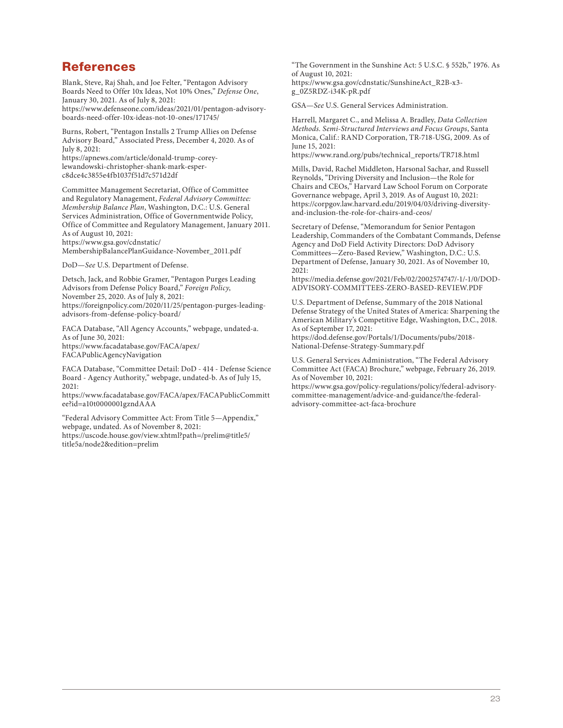## References

Blank, Steve, Raj Shah, and Joe Felter, "Pentagon Advisory Boards Need to Offer 10x Ideas, Not 10% Ones," *Defense One*, January 30, 2021. As of July 8, 2021: https://www.defenseone.com/ideas/2021/01/pentagon-advisory-boards-need-offer-10x-ideas-not-10-ones/171745/

Burns, Robert, "Pentagon Installs 2 Trump Allies on Defense Advisory Board," Associated Press, December 4, 2020. As of July 8, 2021: https://apnews.com/article/donald-trump-corey-lewandowski-christopher-shank-mark-esper-c8dce4c3855e4fb1037f51d7c571d2df

Committee Management Secretariat, Office of Committee and Regulatory Management, *Federal Advisory Committee: Membership Balance Plan*, Washington, D.C.: U.S. General Services Administration, Office of Governmentwide Policy, Office of Committee and Regulatory Management, January 2011. As of August 10, 2021: https://www.gsa.gov/cdnstatic/MembershipBalancePlanGuidance-November_2011.pdf

DoD—*See* U.S. Department of Defense.

Detsch, Jack, and Robbie Gramer, "Pentagon Purges Leading Advisors from Defense Policy Board," *Foreign Policy*, November 25, 2020. As of July 8, 2021: https://foreignpolicy.com/2020/11/25/pentagon-purges-leading-advisors-from-defense-policy-board/

FACA Database, "All Agency Accounts," webpage, undated-a. As of June 30, 2021: https://www.facadatabase.gov/FACA/apex/FACAPublicAgencyNavigation

FACA Database, "Committee Detail: DoD - 414 - Defense Science Board - Agency Authority," webpage, undated-b. As of July 15, 2021: https://www.facadatabase.gov/FACA/apex/FACAPublicCommittee?id=a10t0000001gzndAAA

"Federal Advisory Committee Act: From Title 5—Appendix," webpage, undated. As of November 8, 2021: https://uscode.house.gov/view.xhtml?path=/prelim@title5/title5a/node2&edition=prelim

"The Government in the Sunshine Act: 5 U.S.C. § 552b," 1976. As of August 10, 2021: https://www.gsa.gov/cdnstatic/SunshineAct_R2B-x3-g_0Z5RDZ-i34K-pR.pdf

GSA—*See* U.S. General Services Administration.

Harrell, Margaret C., and Melissa A. Bradley, *Data Collection Methods. Semi-Structured Interviews and Focus Groups*, Santa Monica, Calif.: RAND Corporation, TR-718-USG, 2009. As of June 15, 2021: https://www.rand.org/pubs/technical_reports/TR718.html

Mills, David, Rachel Middleton, Harsonal Sachar, and Russell Reynolds, "Driving Diversity and Inclusion—the Role for Chairs and CEOs," Harvard Law School Forum on Corporate Governance webpage, April 3, 2019. As of August 10, 2021: https://corpgov.law.harvard.edu/2019/04/03/driving-diversity-and-inclusion-the-role-for-chairs-and-ceos/

Secretary of Defense, "Memorandum for Senior Pentagon Leadership, Commanders of the Combatant Commands, Defense Agency and DoD Field Activity Directors: DoD Advisory Committees—Zero-Based Review," Washington, D.C.: U.S. Department of Defense, January 30, 2021. As of November 10, 2021: https://media.defense.gov/2021/Feb/02/2002574747/-1/-1/0/DOD-ADVISORY-COMMITTEES-ZERO-BASED-REVIEW.PDF

U.S. Department of Defense, Summary of the 2018 National Defense Strategy of the United States of America: Sharpening the American Military's Competitive Edge, Washington, D.C., 2018. As of September 17, 2021: https://dod.defense.gov/Portals/1/Documents/pubs/2018-National-Defense-Strategy-Summary.pdf

U.S. General Services Administration, "The Federal Advisory Committee Act (FACA) Brochure," webpage, February 26, 2019. As of November 10, 2021: https://www.gsa.gov/policy-regulations/policy/federal-advisory-committee-management/advice-and-guidance/the-federal-advisory-committee-act-faca-brochure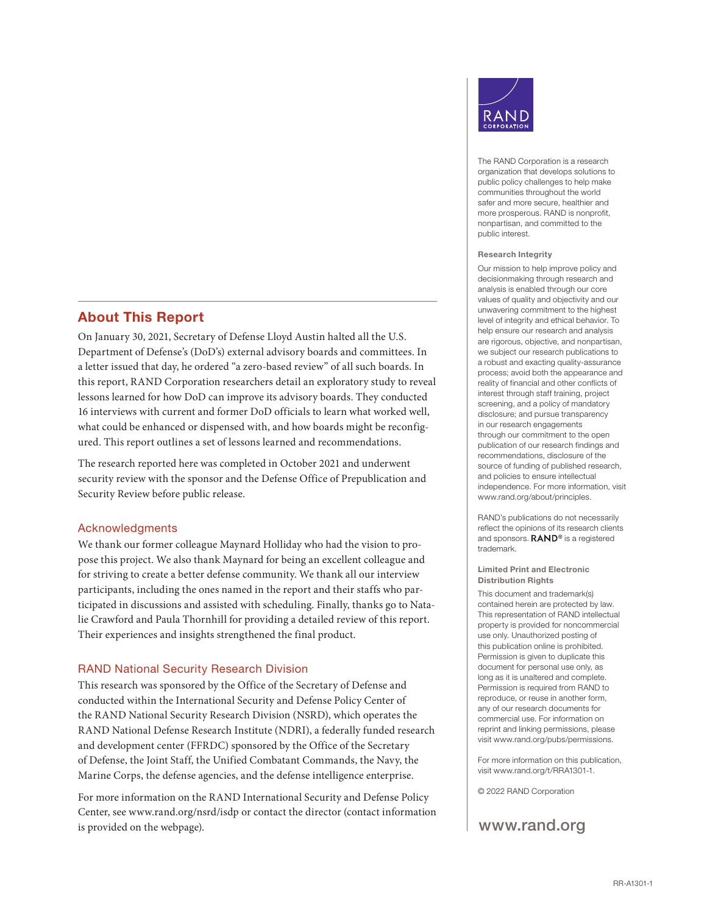## About This Report

On January 30, 2021, Secretary of Defense Lloyd Austin halted all the U.S. Department of Defense's (DoD's) external advisory boards and committees. In a letter issued that day, he ordered "a zero-based review" of all such boards. In this report, RAND Corporation researchers detail an exploratory study to reveal lessons learned for how DoD can improve its advisory boards. They conducted 16 interviews with current and former DoD officials to learn what worked well, what could be enhanced or dispensed with, and how boards might be reconfigured. This report outlines a set of lessons learned and recommendations.

The research reported here was completed in October 2021 and underwent security review with the sponsor and the Defense Office of Prepublication and Security Review before public release.

### Acknowledgments

We thank our former colleague Maynard Holliday who had the vision to propose this project. We also thank Maynard for being an excellent colleague and for striving to create a better defense community. We thank all our interview participants, including the ones named in the report and their staffs who participated in discussions and assisted with scheduling. Finally, thanks go to Natalie Crawford and Paula Thornhill for providing a detailed review of this report. Their experiences and insights strengthened the final product.

### RAND National Security Research Division

This research was sponsored by the Office of the Secretary of Defense and conducted within the International Security and Defense Policy Center of the RAND National Security Research Division (NSRD), which operates the RAND National Defense Research Institute (NDRI), a federally funded research and development center (FFRDC) sponsored by the Office of the Secretary of Defense, the Joint Staff, the Unified Combatant Commands, the Navy, the Marine Corps, the defense agencies, and the defense intelligence enterprise.

For more information on the RAND International Security and Defense Policy Center, see www.rand.org/nsrd/isdp or contact the director (contact information is provided on the webpage).

RAND CORPORATION

The RAND Corporation is a research organization that develops solutions to public policy challenges to help make communities throughout the world safer and more secure, healthier and more prosperous. RAND is nonprofit, nonpartisan, and committed to the public interest.

**Research Integrity**

Our mission to help improve policy and decisionmaking through research and analysis is enabled through our core values of quality and objectivity and our unwavering commitment to the highest level of integrity and ethical behavior. To help ensure our research and analysis are rigorous, objective, and nonpartisan, we subject our research publications to a robust and exacting quality-assurance process; avoid both the appearance and reality of financial and other conflicts of interest through staff training, project screening, and a policy of mandatory disclosure; and pursue transparency in our research engagements through our commitment to the open publication of our research findings and recommendations, disclosure of the source of funding of published research, and policies to ensure intellectual independence. For more information, visit www.rand.org/about/principles.

RAND's publications do not necessarily reflect the opinions of its research clients and sponsors. RAND® is a registered trademark.

**Limited Print and Electronic Distribution Rights**

This document and trademark(s) contained herein are protected by law. This representation of RAND intellectual property is provided for noncommercial use only. Unauthorized posting of this publication online is prohibited. Permission is given to duplicate this document for personal use only, as long as it is unaltered and complete. Permission is required from RAND to reproduce, or reuse in another form, any of our research documents for commercial use. For information on reprint and linking permissions, please visit www.rand.org/pubs/permissions.

For more information on this publication, visit www.rand.org/t/RRA1301-1.

© 2022 RAND Corporation

www.rand.org

RR-A1301-1